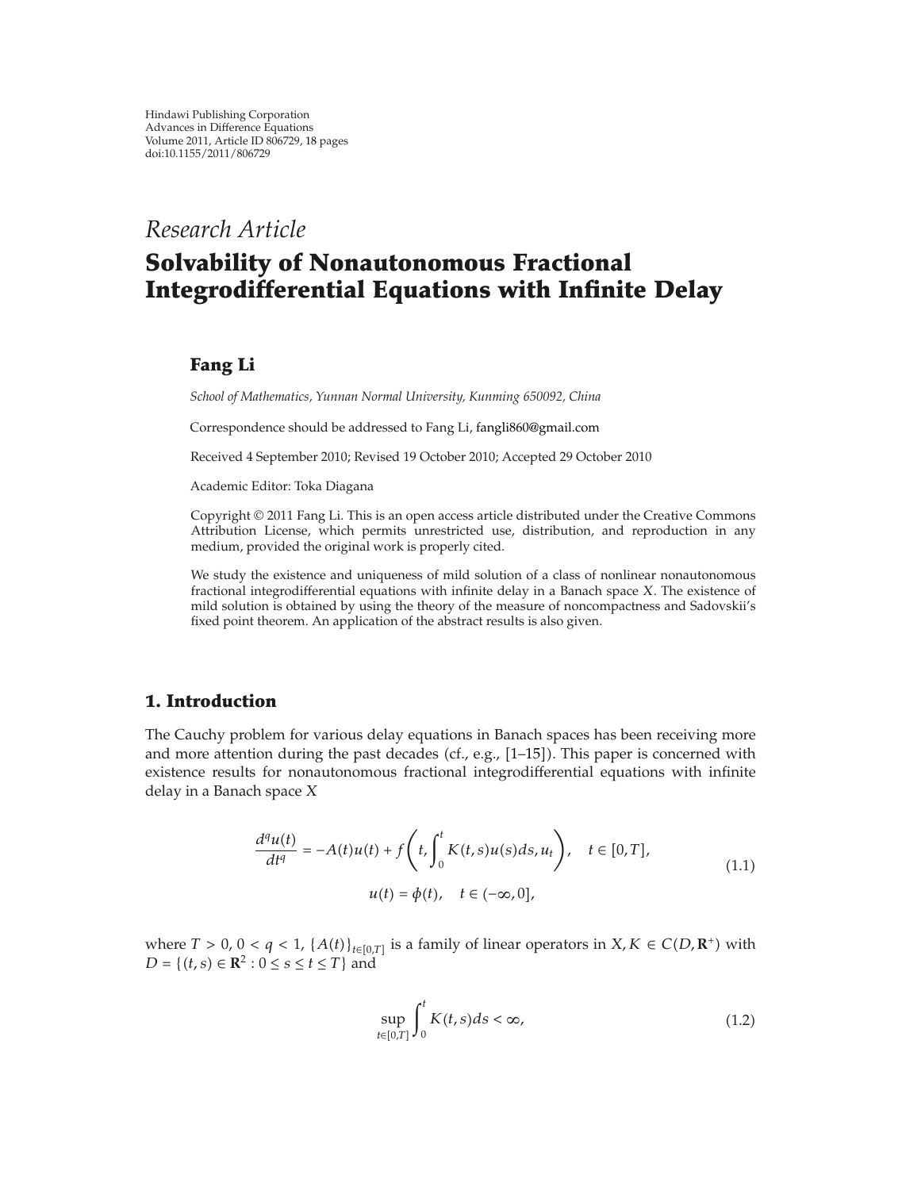Hindawi Publishing Corporation
Advances in Difference Equations
Volume 2011, Article ID 806729, 18 pages
doi:10.1155/2011/806729

*Research Article*

# Solvability of Nonautonomous Fractional Integrodifferential Equations with Infinite Delay

## Fang Li

*School of Mathematics, Yunnan Normal University, Kunming 650092, China*

Correspondence should be addressed to Fang Li, fangli860@gmail.com

Received 4 September 2010; Revised 19 October 2010; Accepted 29 October 2010

Academic Editor: Toka Diagana

Copyright © 2011 Fang Li. This is an open access article distributed under the Creative Commons Attribution License, which permits unrestricted use, distribution, and reproduction in any medium, provided the original work is properly cited.

We study the existence and uniqueness of mild solution of a class of nonlinear nonautonomous fractional integrodifferential equations with infinite delay in a Banach space $X$. The existence of mild solution is obtained by using the theory of the measure of noncompactness and Sadovskii's fixed point theorem. An application of the abstract results is also given.

## 1. Introduction

The Cauchy problem for various delay equations in Banach spaces has been receiving more and more attention during the past decades (cf., e.g., [1–15]). This paper is concerned with existence results for nonautonomous fractional integrodifferential equations with infinite delay in a Banach space $X$

$$\frac{d^q u(t)}{dt^q} = -A(t)u(t) + f\left(t, \int_0^t K(t,s)u(s)ds, u_t\right), \quad t \in [0,T],$$
$$u(t) = \phi(t), \quad t \in (-\infty, 0], \tag{1.1}$$

where $T > 0$, $0 < q < 1$, $\{A(t)\}_{t\in[0,T]}$ is a family of linear operators in $X$, $K \in C(D, \mathbf{R}^+)$ with $D = \{(t,s) \in \mathbf{R}^2 : 0 \le s \le t \le T\}$ and

$$\sup_{t\in[0,T]} \int_0^t K(t,s)ds < \infty, \tag{1.2}$$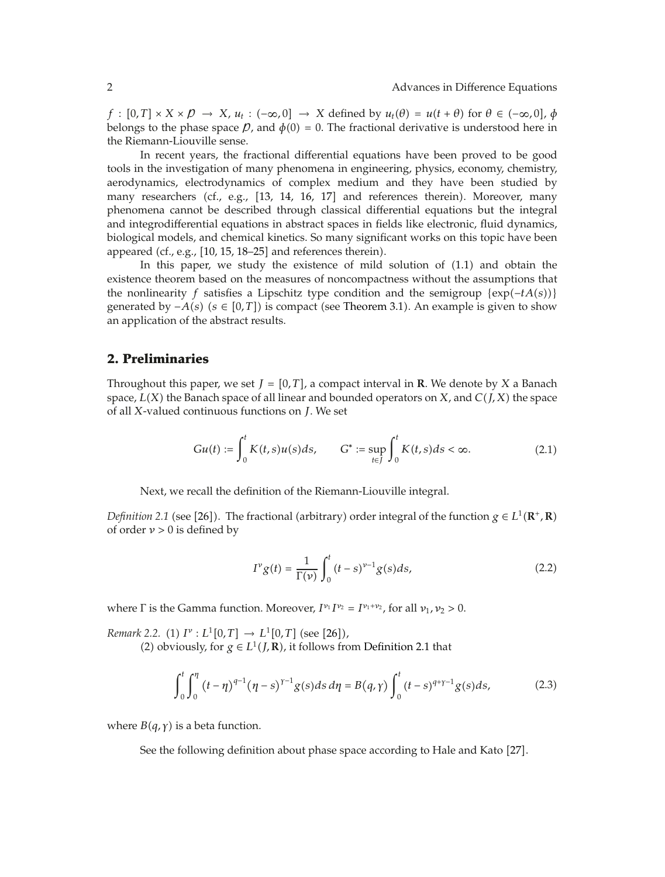$f : [0,T] \times X \times \mathcal{P} \to X$, $u_t : (-\infty, 0] \to X$ defined by $u_t(\theta) = u(t+\theta)$ for $\theta \in (-\infty, 0]$, $\phi$ belongs to the phase space $\mathcal{P}$, and $\phi(0) = 0$. The fractional derivative is understood here in the Riemann-Liouville sense.

In recent years, the fractional differential equations have been proved to be good tools in the investigation of many phenomena in engineering, physics, economy, chemistry, aerodynamics, electrodynamics of complex medium and they have been studied by many researchers (cf., e.g., [13, 14, 16, 17] and references therein). Moreover, many phenomena cannot be described through classical differential equations but the integral and integrodifferential equations in abstract spaces in fields like electronic, fluid dynamics, biological models, and chemical kinetics. So many significant works on this topic have been appeared (cf., e.g., [10, 15, 18–25] and references therein).

In this paper, we study the existence of mild solution of (1.1) and obtain the existence theorem based on the measures of noncompactness without the assumptions that the nonlinearity $f$ satisfies a Lipschitz type condition and the semigroup $\{\exp(-tA(s))\}$ generated by $-A(s)$ $(s \in [0,T])$ is compact (see Theorem 3.1). An example is given to show an application of the abstract results.

## 2. Preliminaries

Throughout this paper, we set $J = [0,T]$, a compact interval in $\mathbf{R}$. We denote by $X$ a Banach space, $L(X)$ the Banach space of all linear and bounded operators on $X$, and $C(J,X)$ the space of all $X$-valued continuous functions on $J$. We set

$$Gu(t) := \int_0^t K(t,s)u(s)ds, \qquad G^* := \sup_{t\in J} \int_0^t K(t,s)ds < \infty. \tag{2.1}$$

Next, we recall the definition of the Riemann-Liouville integral.

*Definition 2.1* (see [26]). The fractional (arbitrary) order integral of the function $g \in L^1(\mathbf{R}^+, \mathbf{R})$ of order $\nu > 0$ is defined by

$$I^\nu g(t) = \frac{1}{\Gamma(\nu)} \int_0^t (t-s)^{\nu-1} g(s)ds, \tag{2.2}$$

where $\Gamma$ is the Gamma function. Moreover, $I^{\nu_1} I^{\nu_2} = I^{\nu_1+\nu_2}$, for all $\nu_1, \nu_2 > 0$.

*Remark 2.2.* (1) $I^\nu : L^1[0,T] \to L^1[0,T]$ (see [26]),

(2) obviously, for $g \in L^1(J, \mathbf{R})$, it follows from Definition 2.1 that

$$\int_0^t \int_0^\eta (t-\eta)^{q-1} (\eta - s)^{\gamma-1} g(s)ds\, d\eta = B(q,\gamma) \int_0^t (t-s)^{q+\gamma-1} g(s)ds, \tag{2.3}$$

where $B(q,\gamma)$ is a beta function.

See the following definition about phase space according to Hale and Kato [27].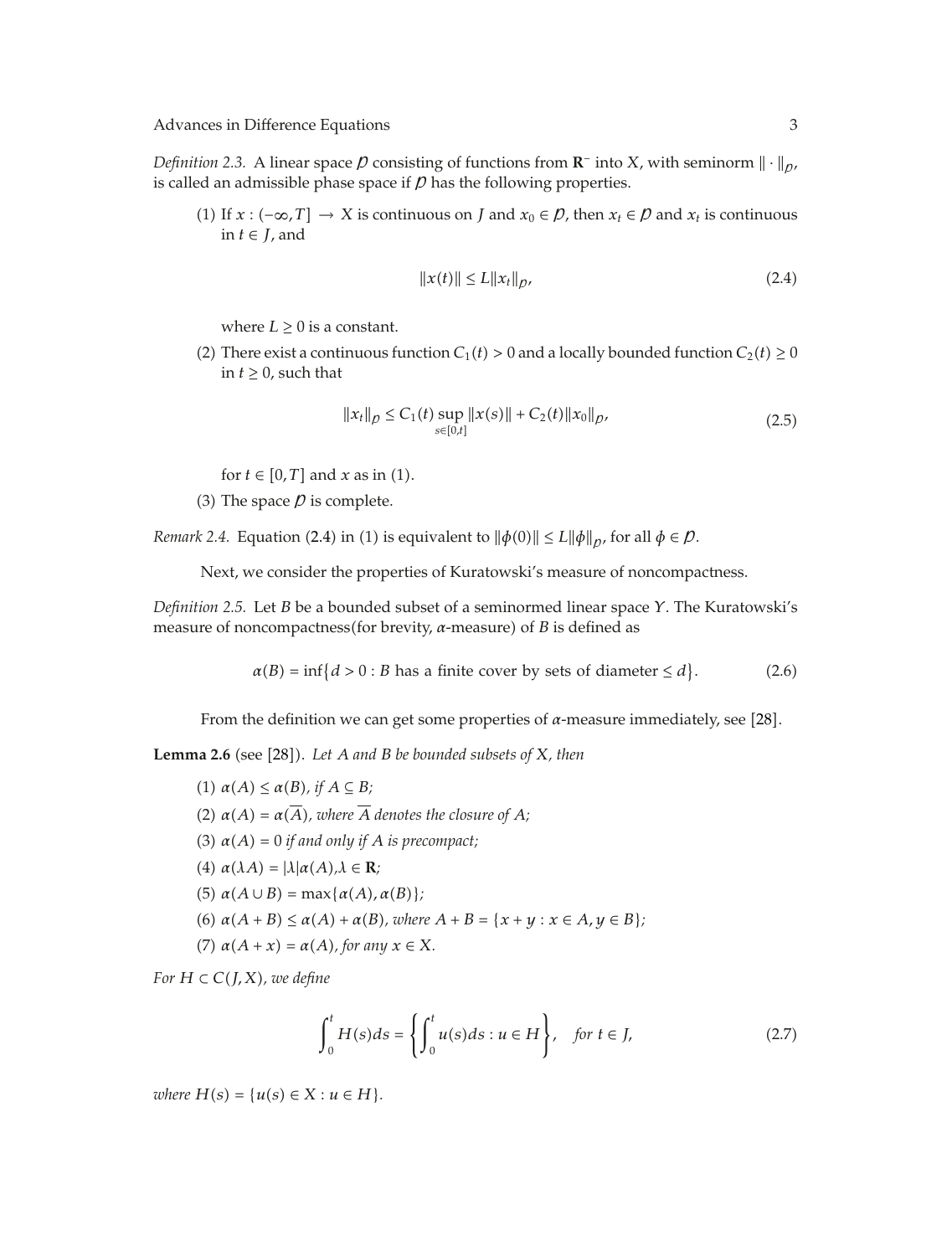*Definition 2.3.* A linear space $\mathcal{P}$ consisting of functions from $\mathbf{R}^-$ into $X$, with seminorm $\|\cdot\|_{\mathcal{P}}$, is called an admissible phase space if $\mathcal{P}$ has the following properties.

(1) If $x : (-\infty, T] \to X$ is continuous on $J$ and $x_0 \in \mathcal{P}$, then $x_t \in \mathcal{P}$ and $x_t$ is continuous in $t \in J$, and

$$\|x(t)\| \leq L\|x_t\|_{\mathcal{P}}, \tag{2.4}$$

where $L \geq 0$ is a constant.

(2) There exist a continuous function $C_1(t) > 0$ and a locally bounded function $C_2(t) \geq 0$ in $t \geq 0$, such that

$$\|x_t\|_{\mathcal{P}} \leq C_1(t) \sup_{s \in [0,t]} \|x(s)\| + C_2(t)\|x_0\|_{\mathcal{P}}, \tag{2.5}$$

for $t \in [0, T]$ and $x$ as in (1).

(3) The space $\mathcal{P}$ is complete.

*Remark 2.4.* Equation (2.4) in (1) is equivalent to $\|\phi(0)\| \leq L\|\phi\|_{\mathcal{P}}$, for all $\phi \in \mathcal{P}$.

Next, we consider the properties of Kuratowski's measure of noncompactness.

*Definition 2.5.* Let $B$ be a bounded subset of a seminormed linear space $Y$. The Kuratowski's measure of noncompactness(for brevity, $\alpha$-measure) of $B$ is defined as

$$\alpha(B) = \inf\{d > 0 : B \text{ has a finite cover by sets of diameter} \leq d\}. \tag{2.6}$$

From the definition we can get some properties of $\alpha$-measure immediately, see [28].

**Lemma 2.6** (see [28]). *Let $A$ and $B$ be bounded subsets of $X$, then*

(1) $\alpha(A) \leq \alpha(B)$, *if* $A \subseteq B$;

(2) $\alpha(A) = \alpha(\overline{A})$, *where* $\overline{A}$ *denotes the closure of* $A$;

(3) $\alpha(A) = 0$ *if and only if* $A$ *is precompact;*

(4) $\alpha(\lambda A) = |\lambda|\alpha(A), \lambda \in \mathbf{R}$;

(5) $\alpha(A \cup B) = \max\{\alpha(A), \alpha(B)\}$;

(6) $\alpha(A + B) \leq \alpha(A) + \alpha(B)$, *where* $A + B = \{x + y : x \in A, y \in B\}$;

(7) $\alpha(A + x) = \alpha(A)$, *for any* $x \in X$.

*For* $H \subset C(J, X)$, *we define*

$$\int_0^t H(s)ds = \left\{\int_0^t u(s)ds : u \in H\right\}, \quad \text{for } t \in J, \tag{2.7}$$

*where* $H(s) = \{u(s) \in X : u \in H\}$.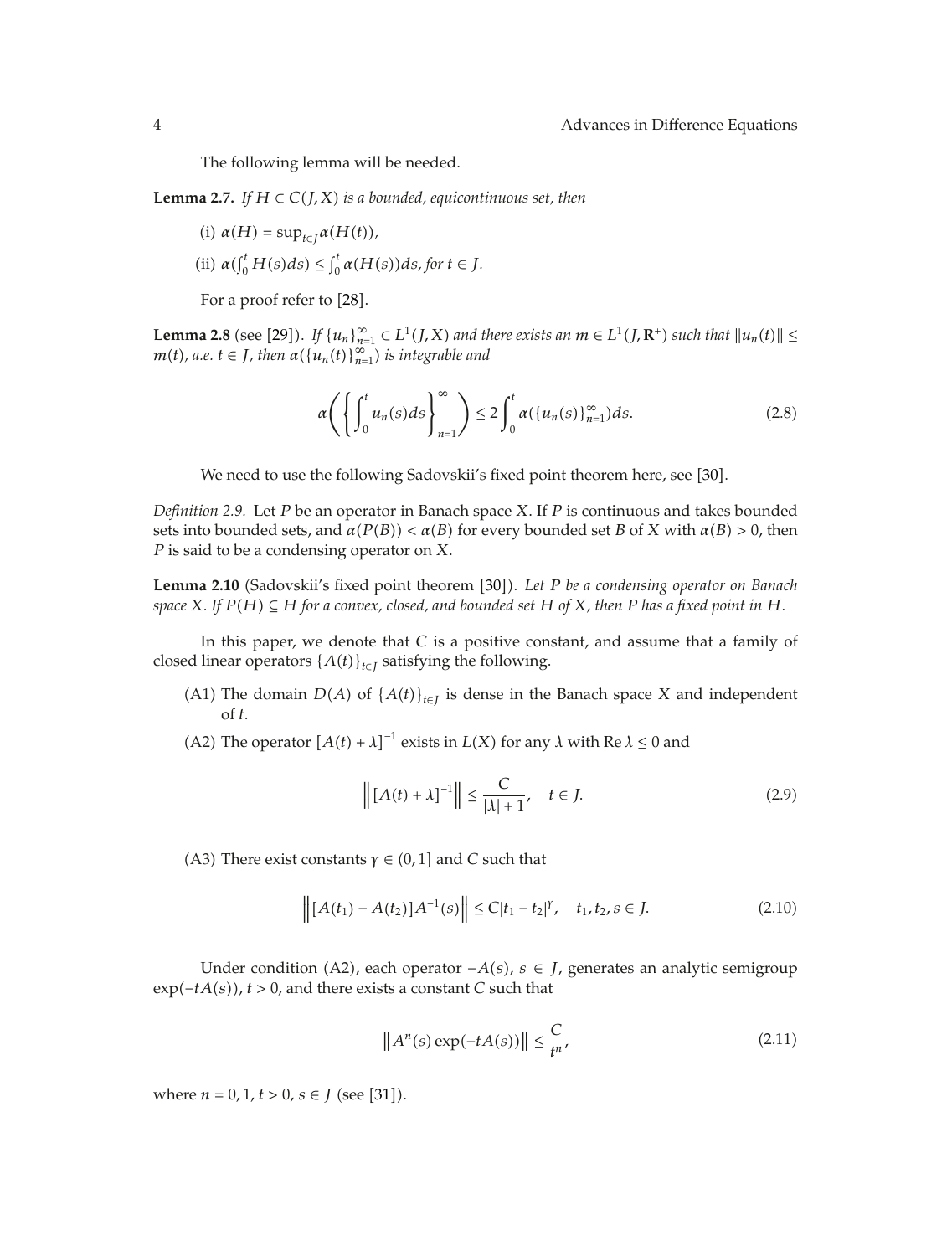The following lemma will be needed.

**Lemma 2.7.** *If $H \subset C(J, X)$ is a bounded, equicontinuous set, then*

(i) $\alpha(H) = \sup_{t\in J} \alpha(H(t))$,

(ii) $\alpha(\int_0^t H(s)ds) \leq \int_0^t \alpha(H(s))ds$, *for* $t \in J$.

For a proof refer to [28].

**Lemma 2.8** (see [29]). *If $\{u_n\}_{n=1}^{\infty} \subset L^1(J, X)$ and there exists an $m \in L^1(J, \mathbf{R}^+)$ such that $\|u_n(t)\| \leq m(t)$, a.e. $t \in J$, then $\alpha(\{u_n(t)\}_{n=1}^{\infty})$ is integrable and*

$$\alpha\left(\left\{\int_0^t u_n(s)ds\right\}_{n=1}^{\infty}\right) \leq 2\int_0^t \alpha(\{u_n(s)\}_{n=1}^{\infty})ds. \tag{2.8}$$

We need to use the following Sadovskii's fixed point theorem here, see [30].

*Definition 2.9.* Let $P$ be an operator in Banach space $X$. If $P$ is continuous and takes bounded sets into bounded sets, and $\alpha(P(B)) < \alpha(B)$ for every bounded set $B$ of $X$ with $\alpha(B) > 0$, then $P$ is said to be a condensing operator on $X$.

**Lemma 2.10** (Sadovskii's fixed point theorem [30]). *Let $P$ be a condensing operator on Banach space $X$. If $P(H) \subseteq H$ for a convex, closed, and bounded set $H$ of $X$, then $P$ has a fixed point in $H$.*

In this paper, we denote that $C$ is a positive constant, and assume that a family of closed linear operators $\{A(t)\}_{t\in J}$ satisfying the following.

(A1) The domain $D(A)$ of $\{A(t)\}_{t\in J}$ is dense in the Banach space $X$ and independent of $t$.

(A2) The operator $[A(t) + \lambda]^{-1}$ exists in $L(X)$ for any $\lambda$ with $\operatorname{Re}\lambda \leq 0$ and

$$\left\|[A(t) + \lambda]^{-1}\right\| \leq \frac{C}{|\lambda| + 1}, \quad t \in J. \tag{2.9}$$

(A3) There exist constants $\gamma \in (0, 1]$ and $C$ such that

$$\left\|[A(t_1) - A(t_2)]A^{-1}(s)\right\| \leq C|t_1 - t_2|^{\gamma}, \quad t_1, t_2, s \in J. \tag{2.10}$$

Under condition (A2), each operator $-A(s)$, $s \in J$, generates an analytic semigroup $\exp(-tA(s))$, $t > 0$, and there exists a constant $C$ such that

$$\left\|A^n(s)\exp(-tA(s))\right\| \leq \frac{C}{t^n}, \tag{2.11}$$

where $n = 0, 1$, $t > 0$, $s \in J$ (see [31]).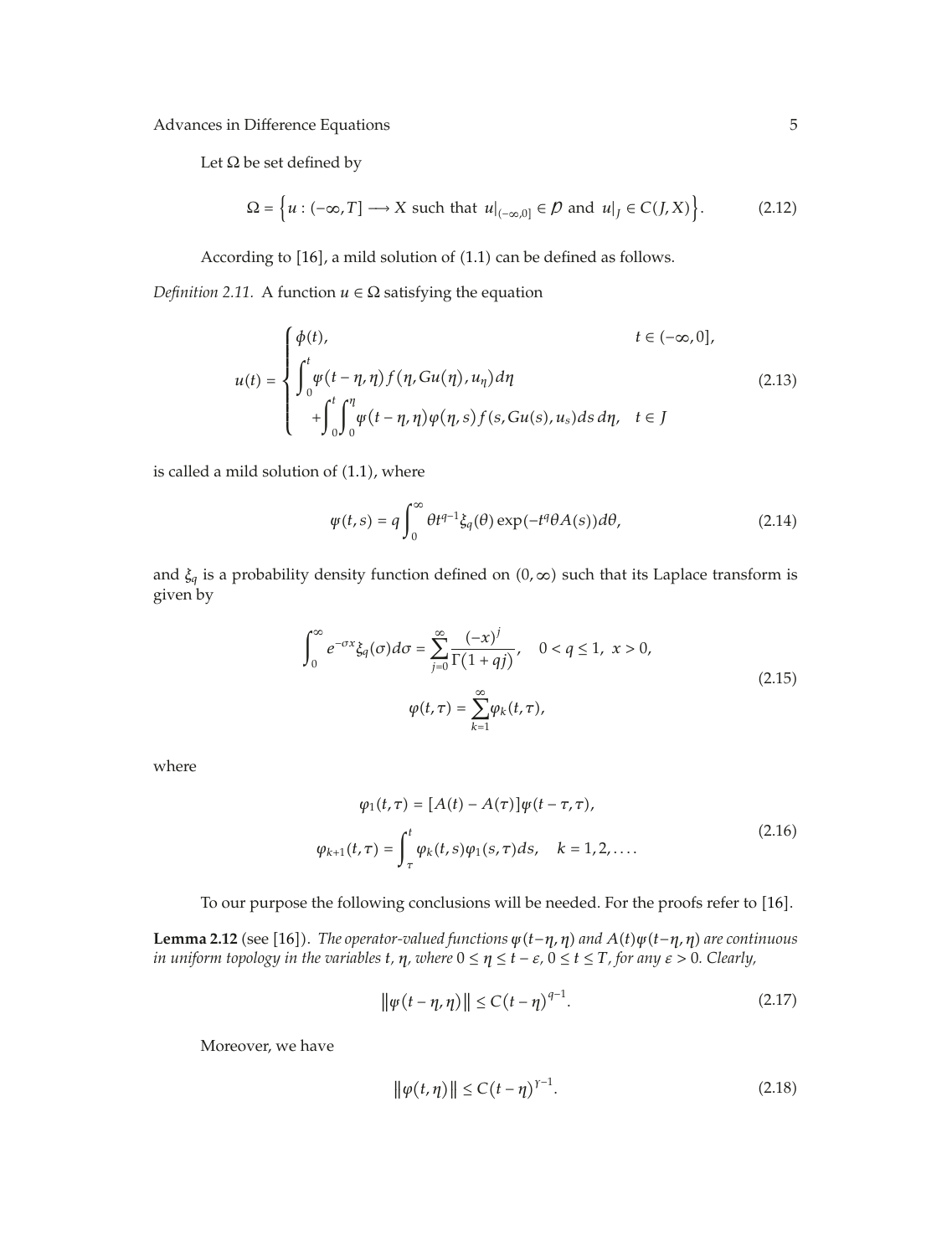Let $\Omega$ be set defined by

$$\Omega = \left\{ u : (-\infty, T] \longrightarrow X \text{ such that } u|_{(-\infty,0]} \in \mathcal{D} \text{ and } u|_J \in C(J, X) \right\}. \tag{2.12}$$

According to [16], a mild solution of (1.1) can be defined as follows.

*Definition 2.11.* A function $u \in \Omega$ satisfying the equation

$$u(t) = \begin{cases} \phi(t), & t \in (-\infty, 0], \\ \displaystyle\int_0^t \psi(t-\eta, \eta) f(\eta, Gu(\eta), u_\eta) d\eta & \\ \displaystyle\quad + \int_0^t \int_0^\eta \psi(t-\eta, \eta) \varphi(\eta, s) f(s, Gu(s), u_s) ds\, d\eta, & t \in J \end{cases} \tag{2.13}$$

is called a mild solution of (1.1), where

$$\psi(t, s) = q \int_0^\infty \theta t^{q-1} \xi_q(\theta) \exp(-t^q \theta A(s)) d\theta, \tag{2.14}$$

and $\xi_q$ is a probability density function defined on $(0, \infty)$ such that its Laplace transform is given by

$$\int_0^\infty e^{-\sigma x} \xi_q(\sigma) d\sigma = \sum_{j=0}^\infty \frac{(-x)^j}{\Gamma(1+qj)}, \quad 0 < q \leq 1, \ x > 0,$$
$$\varphi(t, \tau) = \sum_{k=1}^\infty \varphi_k(t, \tau), \tag{2.15}$$

where

$$\varphi_1(t, \tau) = [A(t) - A(\tau)] \psi(t-\tau, \tau),$$
$$\varphi_{k+1}(t, \tau) = \int_\tau^t \varphi_k(t, s) \varphi_1(s, \tau) ds, \quad k = 1, 2, \ldots. \tag{2.16}$$

To our purpose the following conclusions will be needed. For the proofs refer to [16].

**Lemma 2.12** (see [16]). *The operator-valued functions $\psi(t-\eta, \eta)$ and $A(t)\psi(t-\eta, \eta)$ are continuous in uniform topology in the variables $t$, $\eta$, where $0 \leq \eta \leq t - \varepsilon$, $0 \leq t \leq T$, for any $\varepsilon > 0$. Clearly,*

$$\| \psi(t-\eta, \eta) \| \leq C(t-\eta)^{q-1}. \tag{2.17}$$

Moreover, we have

$$\| \varphi(t, \eta) \| \leq C(t-\eta)^{\gamma-1}. \tag{2.18}$$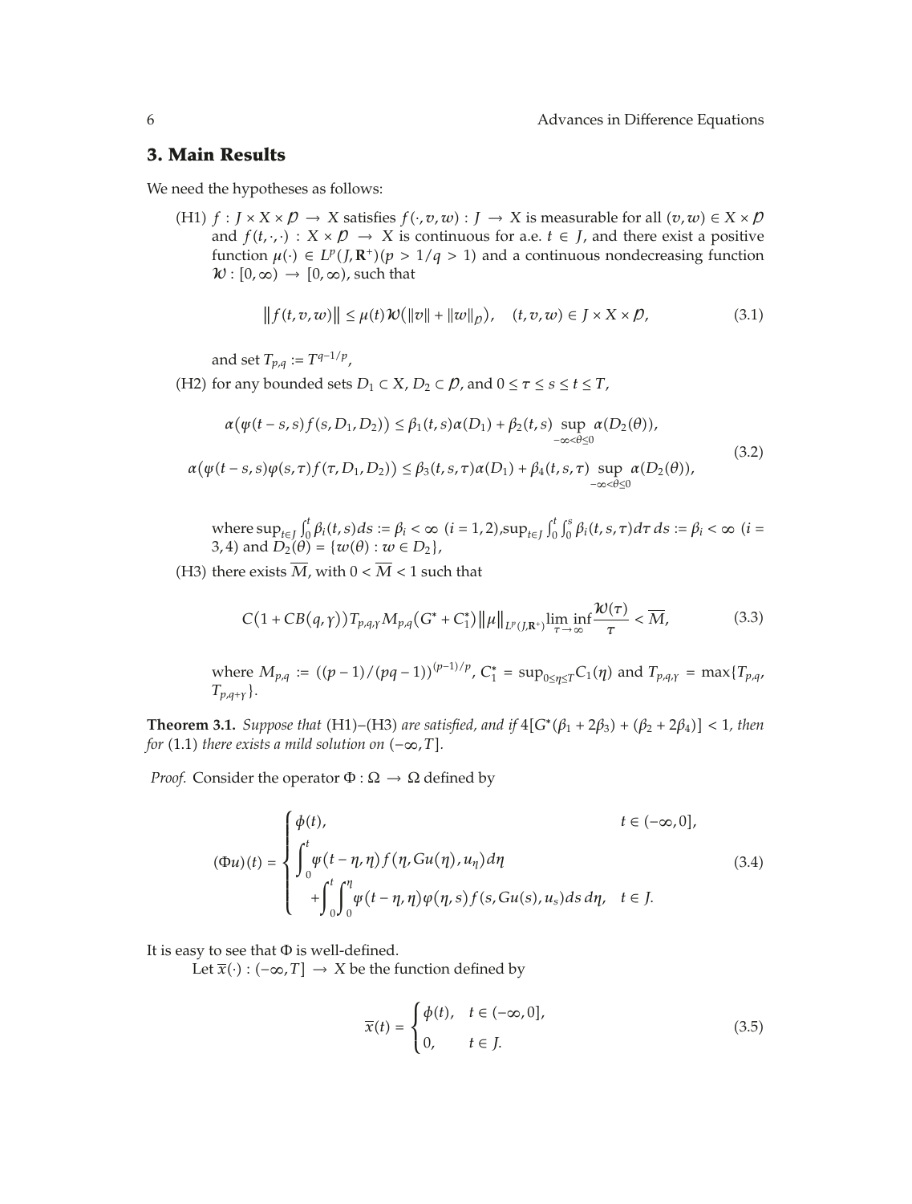## 3. Main Results

We need the hypotheses as follows:

(H1) $f : J \times X \times \mathcal{D} \to X$ satisfies $f(\cdot, v, w) : J \to X$ is measurable for all $(v, w) \in X \times \mathcal{D}$ and $f(t, \cdot, \cdot) : X \times \mathcal{D} \to X$ is continuous for a.e. $t \in J$, and there exist a positive function $\mu(\cdot) \in L^p(J, \mathbf{R}^+)(p > 1/q > 1)$ and a continuous nondecreasing function $\mathcal{W} : [0, \infty) \to [0, \infty)$, such that

$$\left\| f(t, v, w) \right\| \leq \mu(t) \mathcal{W}\left( \|v\| + \|w\|_{\mathcal{D}} \right), \quad (t, v, w) \in J \times X \times \mathcal{D}, \tag{3.1}$$

and set $T_{p,q} := T^{q-1/p}$,

(H2) for any bounded sets $D_1 \subset X$, $D_2 \subset \mathcal{D}$, and $0 \leq \tau \leq s \leq t \leq T$,

$$\begin{aligned} \alpha\left(\varphi(t-s, s) f(s, D_1, D_2)\right) &\leq \beta_1(t, s) \alpha(D_1) + \beta_2(t, s) \sup_{-\infty < \theta \leq 0} \alpha(D_2(\theta)), \\ \alpha\left(\varphi(t-s, s) \varphi(s, \tau) f(\tau, D_1, D_2)\right) &\leq \beta_3(t, s, \tau) \alpha(D_1) + \beta_4(t, s, \tau) \sup_{-\infty < \theta \leq 0} \alpha(D_2(\theta)), \end{aligned} \tag{3.2}$$

where $\sup_{t \in J} \int_0^t \beta_i(t, s) ds := \beta_i < \infty$ $(i = 1, 2)$, $\sup_{t \in J} \int_0^t \int_0^s \beta_i(t, s, \tau) d\tau\, ds := \beta_i < \infty$ $(i = 3, 4)$ and $D_2(\theta) = \{ w(\theta) : w \in D_2 \}$,

(H3) there exists $\overline{M}$, with $0 < \overline{M} < 1$ such that

$$C\left(1 + CB(q, \gamma)\right) T_{p,q,\gamma} M_{p,q} \left( G^* + C_1^* \right) \|\mu\|_{L^p(J, \mathbf{R}^+)} \liminf_{\tau \to \infty} \frac{\mathcal{W}(\tau)}{\tau} < \overline{M}, \tag{3.3}$$

where $M_{p,q} := ((p-1)/(pq-1))^{(p-1)/p}$, $C_1^* = \sup_{0 \leq \eta \leq T} C_1(\eta)$ and $T_{p,q,\gamma} = \max\{T_{p,q}, T_{p,q+\gamma}\}$.

**Theorem 3.1.** *Suppose that* (H1)–(H3) *are satisfied, and if* $4[G^*(\beta_1 + 2\beta_3) + (\beta_2 + 2\beta_4)] < 1$, *then for* (1.1) *there exists a mild solution on* $(-\infty, T]$.

*Proof.* Consider the operator $\Phi : \Omega \to \Omega$ defined by

$$(\Phi u)(t) = \begin{cases} \phi(t), & t \in (-\infty, 0], \\ \displaystyle\int_0^t \varphi(t-\eta, \eta) f(\eta, Gu(\eta), u_\eta) d\eta \\ \quad + \displaystyle\int_0^t \int_0^\eta \varphi(t-\eta, \eta) \varphi(\eta, s) f(s, Gu(s), u_s) ds\, d\eta, & t \in J. \end{cases} \tag{3.4}$$

It is easy to see that $\Phi$ is well-defined.

Let $\overline{x}(\cdot) : (-\infty, T] \to X$ be the function defined by

$$\overline{x}(t) = \begin{cases} \phi(t), & t \in (-\infty, 0], \\ 0, & t \in J. \end{cases} \tag{3.5}$$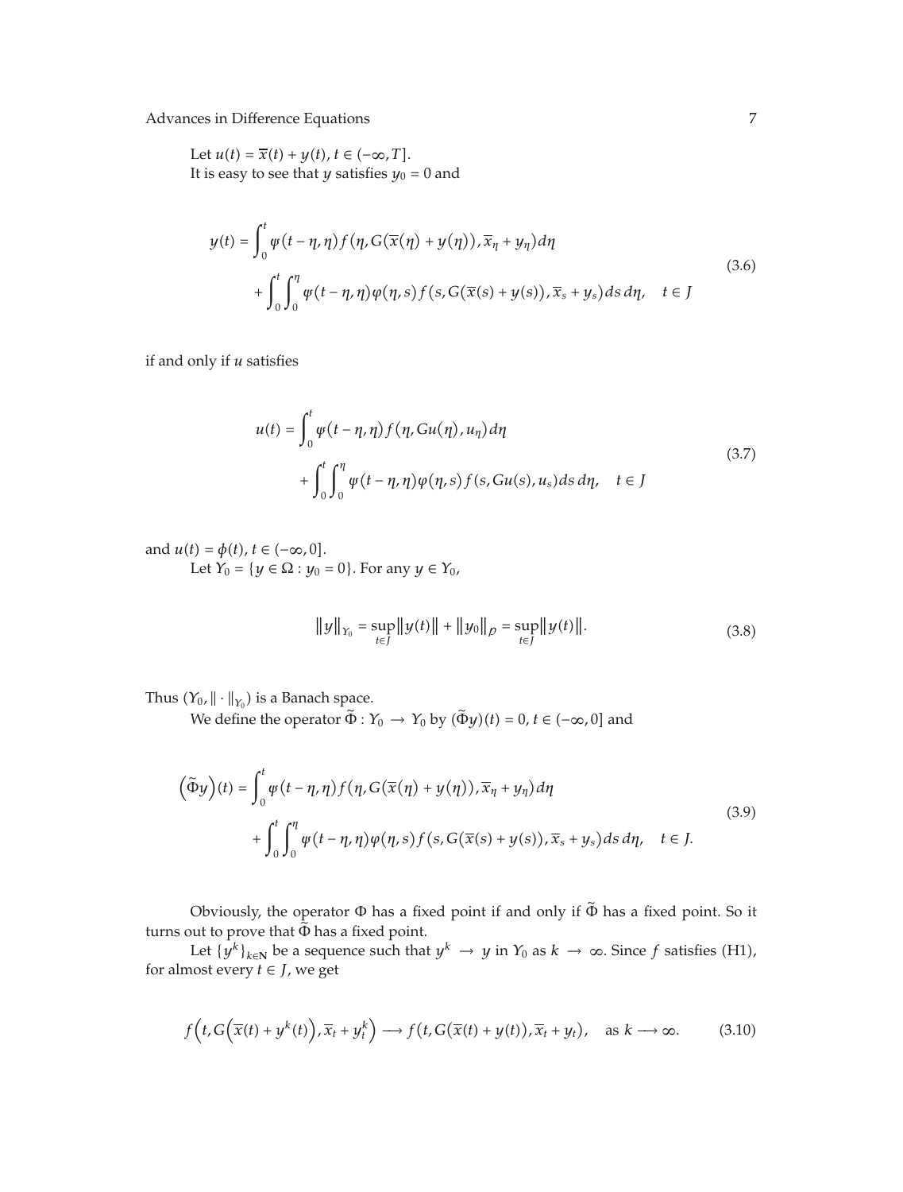Let $u(t) = \overline{x}(t) + y(t)$, $t \in (-\infty, T]$.

It is easy to see that $y$ satisfies $y_0 = 0$ and

$$
\begin{aligned}
y(t) = &\int_0^t \psi(t-\eta,\eta) f\big(\eta, G(\overline{x}(\eta) + y(\eta)), \overline{x}_\eta + y_\eta\big) d\eta \\
&+ \int_0^t \int_0^\eta \psi(t-\eta,\eta)\varphi(\eta,s) f\big(s, G(\overline{x}(s) + y(s)), \overline{x}_s + y_s\big) ds\, d\eta, \quad t \in J
\end{aligned}
\tag{3.6}
$$

if and only if $u$ satisfies

$$
\begin{aligned}
u(t) = &\int_0^t \psi(t-\eta,\eta) f\big(\eta, Gu(\eta), u_\eta\big) d\eta \\
&+ \int_0^t \int_0^\eta \psi(t-\eta,\eta)\varphi(\eta,s) f(s, Gu(s), u_s) ds\, d\eta, \quad t \in J
\end{aligned}
\tag{3.7}
$$

and $u(t) = \phi(t)$, $t \in (-\infty, 0]$.

Let $Y_0 = \{y \in \Omega : y_0 = 0\}$. For any $y \in Y_0$,

$$
\|y\|_{Y_0} = \sup_{t\in J}\|y(t)\| + \|y_0\|_{\mathcal{P}} = \sup_{t\in J}\|y(t)\|. \tag{3.8}
$$

Thus $(Y_0, \|\cdot\|_{Y_0})$ is a Banach space.

We define the operator $\widetilde{\Phi} : Y_0 \to Y_0$ by $(\widetilde{\Phi}y)(t) = 0$, $t \in (-\infty, 0]$ and

$$
\begin{aligned}
\big(\widetilde{\Phi}y\big)(t) = &\int_0^t \psi(t-\eta,\eta) f\big(\eta, G(\overline{x}(\eta) + y(\eta)), \overline{x}_\eta + y_\eta\big) d\eta \\
&+ \int_0^t \int_0^\eta \psi(t-\eta,\eta)\varphi(\eta,s) f\big(s, G(\overline{x}(s) + y(s)), \overline{x}_s + y_s\big) ds\, d\eta, \quad t \in J.
\end{aligned}
\tag{3.9}
$$

Obviously, the operator $\Phi$ has a fixed point if and only if $\widetilde{\Phi}$ has a fixed point. So it turns out to prove that $\widetilde{\Phi}$ has a fixed point.

Let $\{y^k\}_{k\in\mathbf{N}}$ be a sequence such that $y^k \to y$ in $Y_0$ as $k \to \infty$. Since $f$ satisfies (H1), for almost every $t \in J$, we get

$$
f\Big(t, G\Big(\overline{x}(t) + y^k(t)\Big), \overline{x}_t + y_t^k\Big) \longrightarrow f\big(t, G(\overline{x}(t) + y(t)), \overline{x}_t + y_t\big), \quad \text{as } k \longrightarrow \infty. \tag{3.10}
$$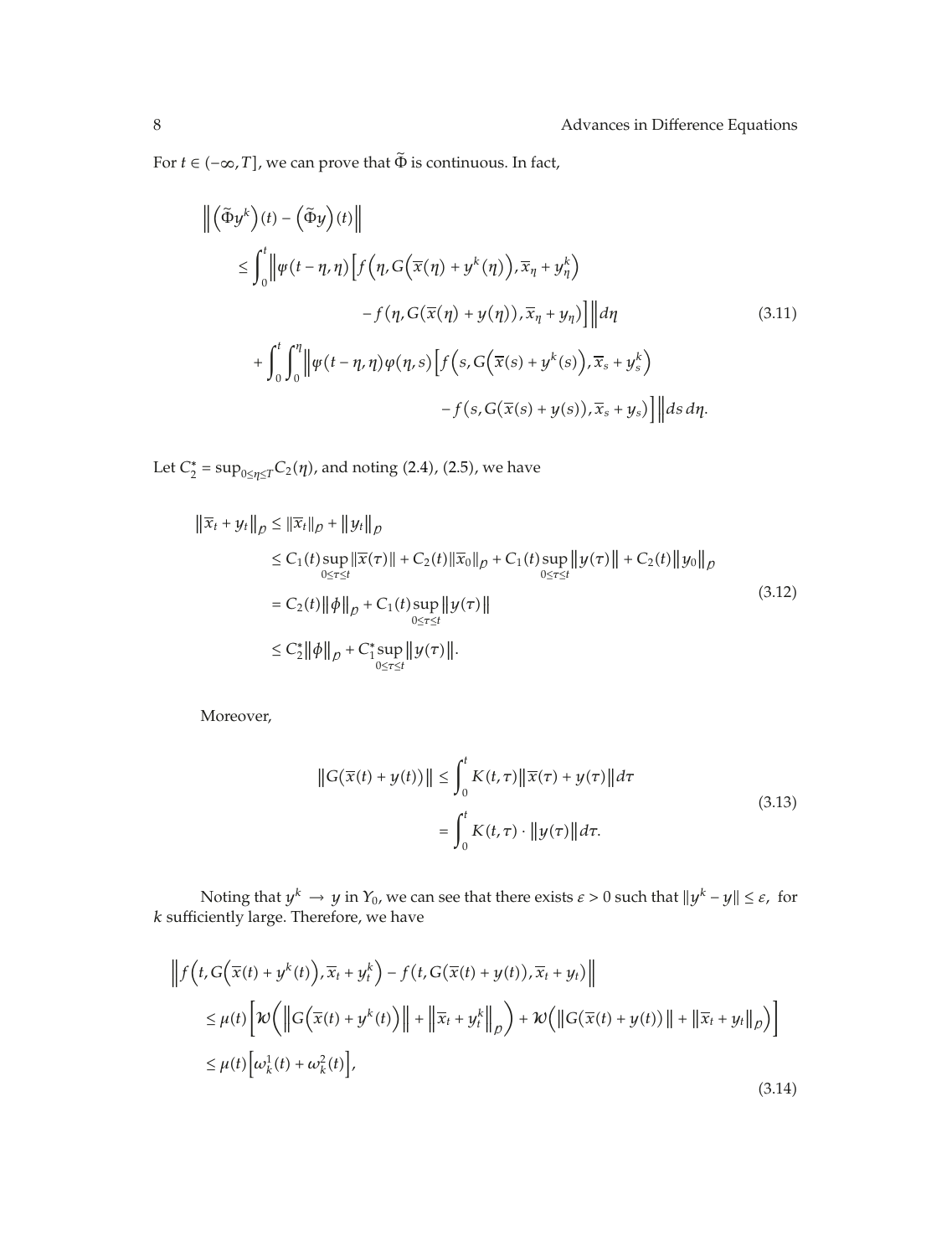For $t \in (-\infty, T]$, we can prove that $\widetilde{\Phi}$ is continuous. In fact,

$$
\begin{aligned}
&\left\| \left(\widetilde{\Phi}y^k\right)(t) - \left(\widetilde{\Phi}y\right)(t) \right\| \\
&\quad \le \int_0^t \Big\| \varphi(t-\eta,\eta) \Big[ f\Big(\eta, G\Big(\overline{x}(\eta) + y^k(\eta)\Big), \overline{x}_\eta + y_\eta^k\Big) \\
&\qquad\qquad - f\big(\eta, G(\overline{x}(\eta) + y(\eta)), \overline{x}_\eta + y_\eta\big) \Big] \Big\| d\eta \\
&\qquad + \int_0^t \int_0^\eta \Big\| \varphi(t-\eta,\eta)\varphi(\eta,s) \Big[ f\Big(s, G\Big(\overline{x}(s) + y^k(s)\Big), \overline{x}_s + y_s^k\Big) \\
&\qquad\qquad - f\big(s, G(\overline{x}(s) + y(s)), \overline{x}_s + y_s\big) \Big] \Big\| ds\, d\eta.
\end{aligned}
\tag{3.11}
$$

Let $C_2^* = \sup_{0 \le \eta \le T} C_2(\eta)$, and noting (2.4), (2.5), we have

$$
\begin{aligned}
\left\| \overline{x}_t + y_t \right\|_{\mathcal{P}} &\le \| \overline{x}_t \|_{\mathcal{P}} + \| y_t \|_{\mathcal{P}} \\
&\le C_1(t) \sup_{0 \le \tau \le t} \| \overline{x}(\tau) \| + C_2(t) \| \overline{x}_0 \|_{\mathcal{P}} + C_1(t) \sup_{0 \le \tau \le t} \| y(\tau) \| + C_2(t) \| y_0 \|_{\mathcal{P}} \\
&= C_2(t) \| \phi \|_{\mathcal{P}} + C_1(t) \sup_{0 \le \tau \le t} \| y(\tau) \| \\
&\le C_2^* \| \phi \|_{\mathcal{P}} + C_1^* \sup_{0 \le \tau \le t} \| y(\tau) \|.
\end{aligned}
\tag{3.12}
$$

Moreover,

$$
\begin{aligned}
\left\| G\big(\overline{x}(t) + y(t)\big) \right\| &\le \int_0^t K(t,\tau) \left\| \overline{x}(\tau) + y(\tau) \right\| d\tau \\
&= \int_0^t K(t,\tau) \cdot \| y(\tau) \| d\tau.
\end{aligned}
\tag{3.13}
$$

Noting that $y^k \to y$ in $Y_0$, we can see that there exists $\varepsilon > 0$ such that $\| y^k - y \| \le \varepsilon$, for $k$ sufficiently large. Therefore, we have

$$
\begin{aligned}
&\left\| f\Big(t, G\Big(\overline{x}(t) + y^k(t)\Big), \overline{x}_t + y_t^k\Big) - f\big(t, G(\overline{x}(t) + y(t)), \overline{x}_t + y_t\big) \right\| \\
&\quad \le \mu(t) \Big[ \mathcal{W}\Big( \Big\| G\Big(\overline{x}(t) + y^k(t)\Big) \Big\| + \left\| \overline{x}_t + y_t^k \right\|_{\mathcal{P}} \Big) + \mathcal{W}\Big( \| G(\overline{x}(t) + y(t)) \| + \| \overline{x}_t + y_t \|_{\mathcal{P}} \Big) \Big] \\
&\quad \le \mu(t) \Big[ \omega_k^1(t) + \omega_k^2(t) \Big],
\end{aligned}
\tag{3.14}
$$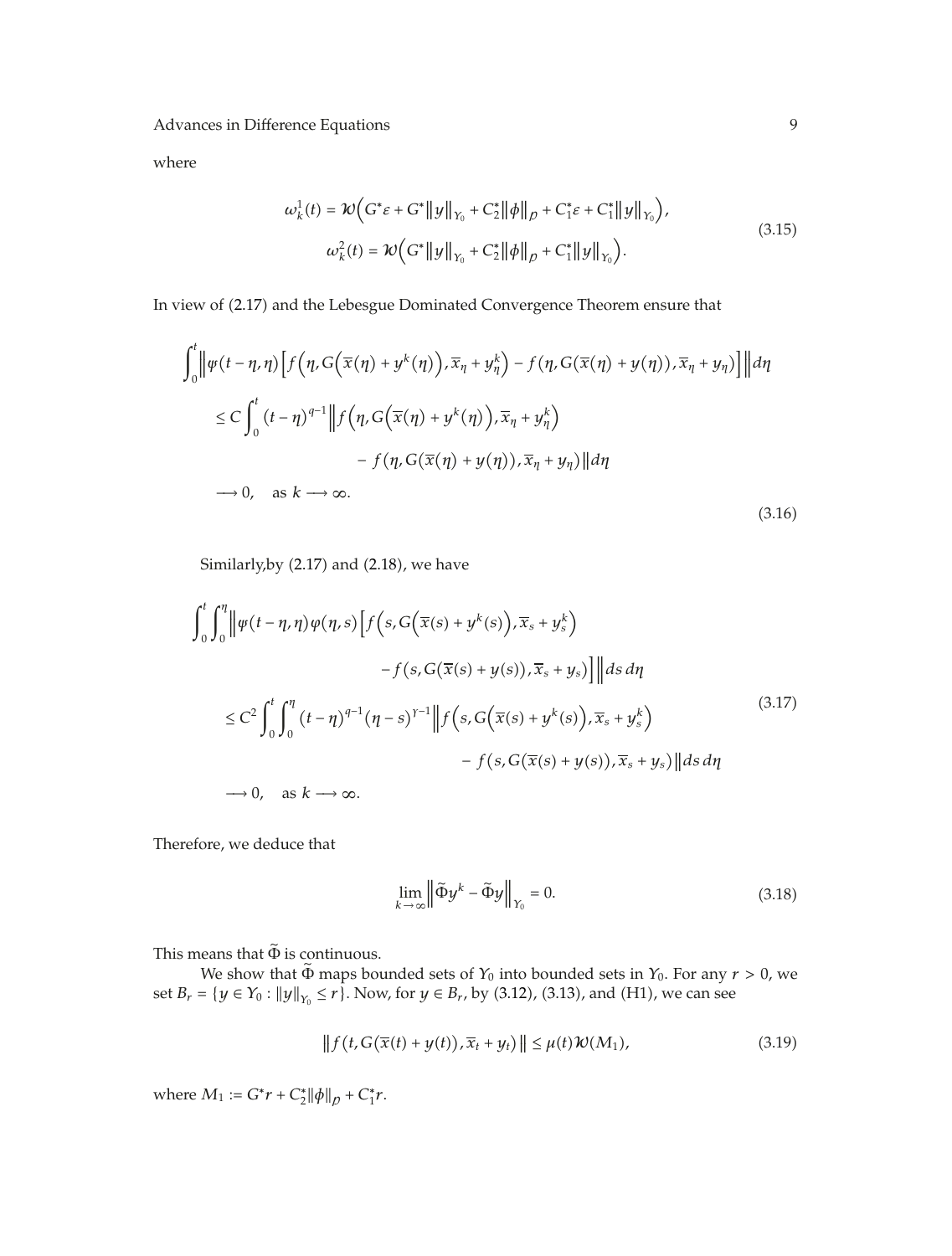where

$$\omega_k^1(t) = \mathcal{W}\Big(G^*\varepsilon + G^*\|y\|_{Y_0} + C_2^*\|\phi\|_{\mathcal{P}} + C_1^*\varepsilon + C_1^*\|y\|_{Y_0}\Big),$$
$$\omega_k^2(t) = \mathcal{W}\Big(G^*\|y\|_{Y_0} + C_2^*\|\phi\|_{\mathcal{P}} + C_1^*\|y\|_{Y_0}\Big). \tag{3.15}$$

In view of (2.17) and the Lebesgue Dominated Convergence Theorem ensure that

$$\begin{aligned}
&\int_0^t \Big\|\varphi(t-\eta,\eta)\Big[f\Big(\eta, G\Big(\overline{x}(\eta) + y^k(\eta)\Big), \overline{x}_\eta + y_\eta^k\Big) - f\big(\eta, G(\overline{x}(\eta) + y(\eta)), \overline{x}_\eta + y_\eta\big)\Big]\Big\| d\eta \\
&\quad \le C\int_0^t (t-\eta)^{q-1}\Big\|f\Big(\eta, G\Big(\overline{x}(\eta) + y^k(\eta)\Big), \overline{x}_\eta + y_\eta^k\Big) \\
&\qquad\qquad - f\big(\eta, G(\overline{x}(\eta) + y(\eta)), \overline{x}_\eta + y_\eta\big)\Big\| d\eta \\
&\quad \longrightarrow 0, \quad \text{as } k \longrightarrow \infty.
\end{aligned} \tag{3.16}$$

Similarly,by (2.17) and (2.18), we have

$$\begin{aligned}
&\int_0^t\int_0^\eta \Big\|\varphi(t-\eta,\eta)\varphi(\eta,s)\Big[f\Big(s, G\Big(\overline{x}(s) + y^k(s)\Big), \overline{x}_s + y_s^k\Big) \\
&\qquad\qquad - f\big(s, G(\overline{x}(s) + y(s)), \overline{x}_s + y_s\big)\Big]\Big\| ds\, d\eta \\
&\quad \le C^2\int_0^t\int_0^\eta (t-\eta)^{q-1}(\eta-s)^{\gamma-1}\Big\|f\Big(s, G\Big(\overline{x}(s) + y^k(s)\Big), \overline{x}_s + y_s^k\Big) \\
&\qquad\qquad - f\big(s, G(\overline{x}(s) + y(s)), \overline{x}_s + y_s\big)\Big\| ds\, d\eta \\
&\quad \longrightarrow 0, \quad \text{as } k \longrightarrow \infty.
\end{aligned} \tag{3.17}$$

Therefore, we deduce that

$$\lim_{k\to\infty}\Big\|\widetilde{\Phi}y^k - \widetilde{\Phi}y\Big\|_{Y_0} = 0. \tag{3.18}$$

This means that $\widetilde{\Phi}$ is continuous.

We show that $\widetilde{\Phi}$ maps bounded sets of $Y_0$ into bounded sets in $Y_0$. For any $r > 0$, we set $B_r = \{y \in Y_0 : \|y\|_{Y_0} \le r\}$. Now, for $y \in B_r$, by (3.12), (3.13), and (H1), we can see

$$\big\|f\big(t, G(\overline{x}(t) + y(t)), \overline{x}_t + y_t\big)\big\| \le \mu(t)\mathcal{W}(M_1), \tag{3.19}$$

where $M_1 := G^*r + C_2^*\|\phi\|_{\mathcal{P}} + C_1^*r$.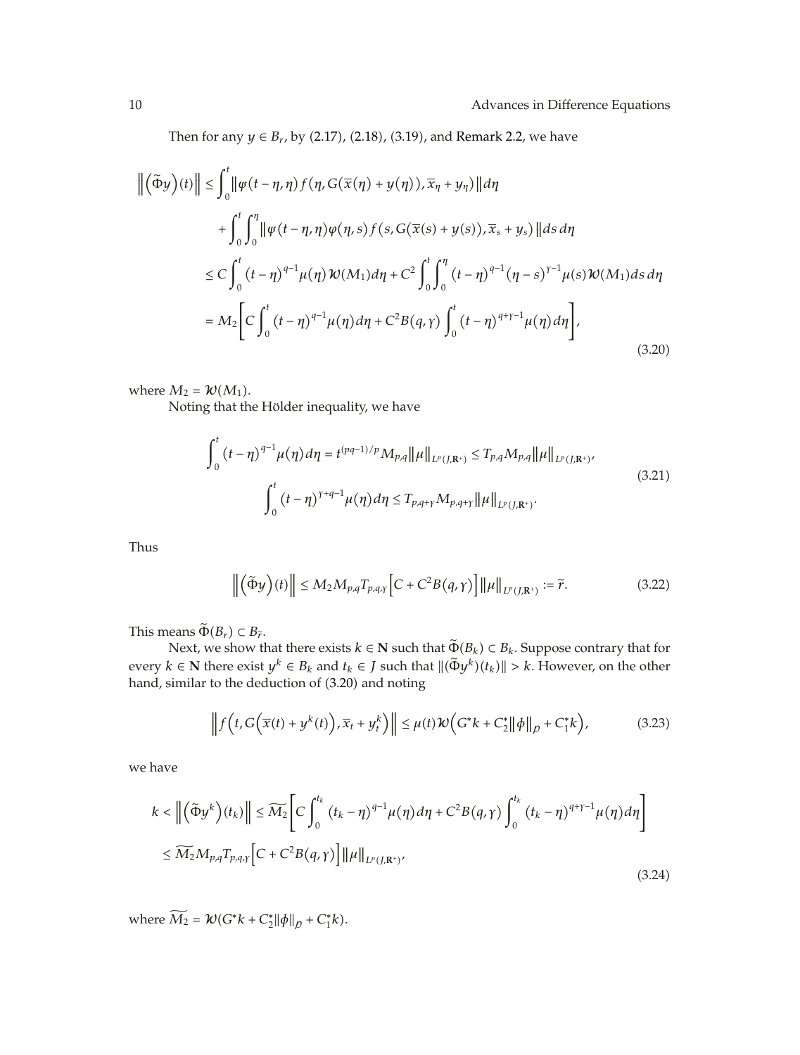Then for any $y \in B_r$, by (2.17), (2.18), (3.19), and Remark 2.2, we have

$$
\begin{aligned}
\left\| \left( \widetilde{\Phi} y \right)(t) \right\| &\leq \int_0^t \left\| \varphi(t-\eta,\eta) f\left(\eta, G(\overline{x}(\eta)+y(\eta)), \overline{x}_\eta + y_\eta\right) \right\| d\eta \\
&\quad + \int_0^t \int_0^\eta \left\| \varphi(t-\eta,\eta)\varphi(\eta,s) f\left(s, G(\overline{x}(s)+y(s)), \overline{x}_s + y_s\right) \right\| ds\, d\eta \\
&\leq C \int_0^t (t-\eta)^{q-1} \mu(\eta) \mathcal{W}(M_1) d\eta + C^2 \int_0^t \int_0^\eta (t-\eta)^{q-1} (\eta - s)^{\gamma-1} \mu(s) \mathcal{W}(M_1) ds\, d\eta \\
&= M_2 \left[ C \int_0^t (t-\eta)^{q-1} \mu(\eta) d\eta + C^2 B(q,\gamma) \int_0^t (t-\eta)^{q+\gamma-1} \mu(\eta) d\eta \right],
\end{aligned}
\tag{3.20}
$$

where $M_2 = \mathcal{W}(M_1)$.

Noting that the Hölder inequality, we have

$$
\begin{gathered}
\int_0^t (t-\eta)^{q-1} \mu(\eta) d\eta = t^{(pq-1)/p} M_{p,q} \|\mu\|_{L^p(J,\mathbf{R}^+)} \leq T_{p,q} M_{p,q} \|\mu\|_{L^p(J,\mathbf{R}^+)}, \\
\int_0^t (t-\eta)^{\gamma+q-1} \mu(\eta) d\eta \leq T_{p,q+\gamma} M_{p,q+\gamma} \|\mu\|_{L^p(J,\mathbf{R}^+)}.
\end{gathered}
\tag{3.21}
$$

Thus

$$
\left\| \left( \widetilde{\Phi} y \right)(t) \right\| \leq M_2 M_{p,q} T_{p,q,\gamma} \left[ C + C^2 B(q,\gamma) \right] \|\mu\|_{L^p(J,\mathbf{R}^+)} := \widetilde{r}. \tag{3.22}
$$

This means $\widetilde{\Phi}(B_r) \subset B_{\widetilde{r}}$.

Next, we show that there exists $k \in \mathbf{N}$ such that $\widetilde{\Phi}(B_k) \subset B_k$. Suppose contrary that for every $k \in \mathbf{N}$ there exist $y^k \in B_k$ and $t_k \in J$ such that $\|(\widetilde{\Phi} y^k)(t_k)\| > k$. However, on the other hand, similar to the deduction of (3.20) and noting

$$
\left\| f\left(t, G\left(\overline{x}(t) + y^k(t)\right), \overline{x}_t + y_t^k\right) \right\| \leq \mu(t) \mathcal{W}\left(G^* k + C_2^* \|\phi\|_{\mathcal{P}} + C_1^* k\right), \tag{3.23}
$$

we have

$$
\begin{aligned}
k < \left\| \left( \widetilde{\Phi} y^k \right)(t_k) \right\| &\leq \widetilde{M_2} \left[ C \int_0^{t_k} (t_k - \eta)^{q-1} \mu(\eta) d\eta + C^2 B(q,\gamma) \int_0^{t_k} (t_k - \eta)^{q+\gamma-1} \mu(\eta) d\eta \right] \\
&\leq \widetilde{M_2} M_{p,q} T_{p,q,\gamma} \left[ C + C^2 B(q,\gamma) \right] \|\mu\|_{L^p(J,\mathbf{R}^+)},
\end{aligned}
\tag{3.24}
$$

where $\widetilde{M_2} = \mathcal{W}(G^* k + C_2^* \|\phi\|_{\mathcal{P}} + C_1^* k)$.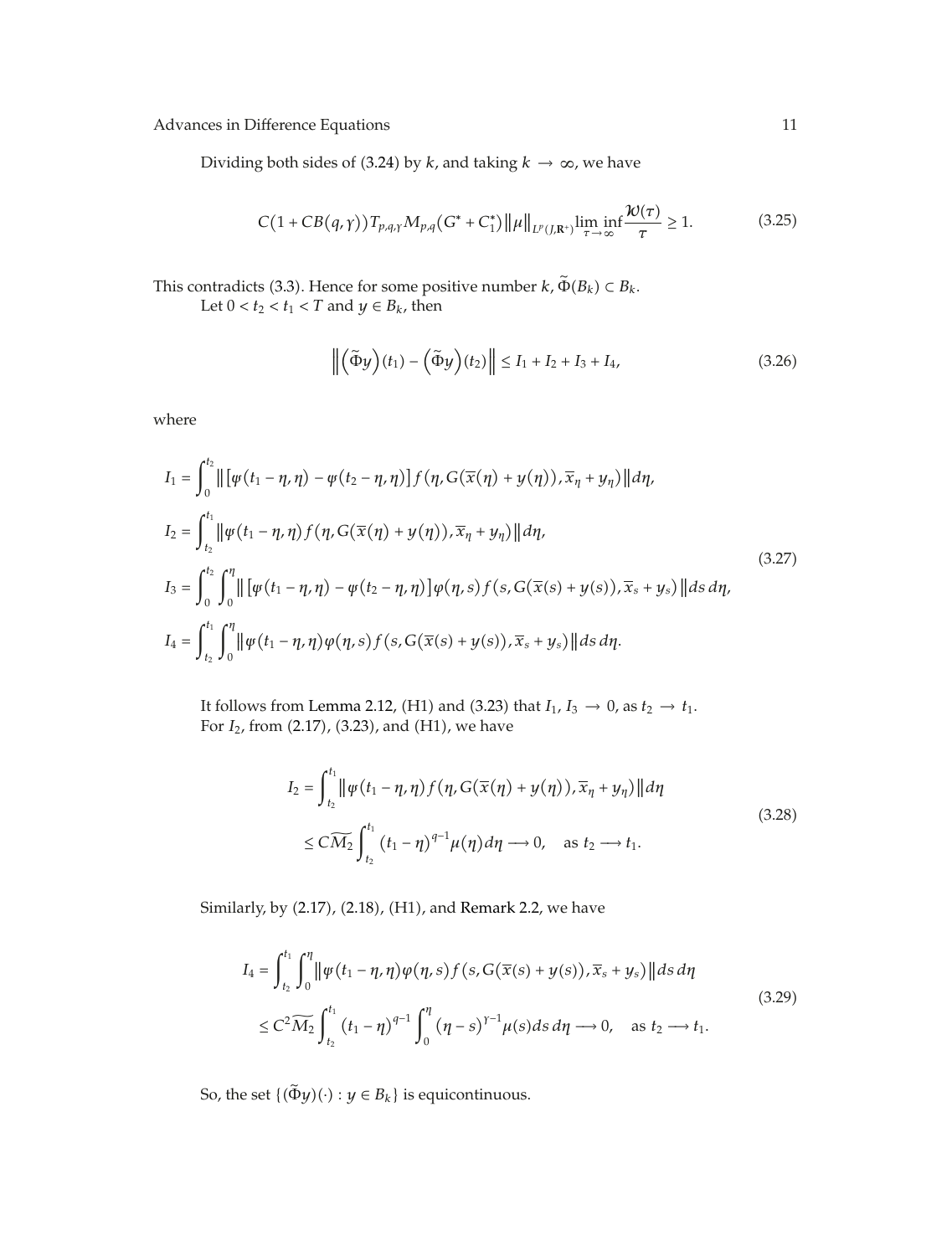Dividing both sides of (3.24) by $k$, and taking $k \to \infty$, we have

$$C\left(1 + CB(q,\gamma)\right)T_{p,q,\gamma}M_{p,q}\left(G^* + C_1^*\right)\|\mu\|_{L^p(J,\mathbf{R}^+)}\liminf_{\tau\to\infty}\frac{\mathcal{W}(\tau)}{\tau} \geq 1. \tag{3.25}$$

This contradicts (3.3). Hence for some positive number $k$, $\widetilde{\Phi}(B_k) \subset B_k$.

Let $0 < t_2 < t_1 < T$ and $y \in B_k$, then

$$\left\|\left(\widetilde{\Phi}y\right)(t_1) - \left(\widetilde{\Phi}y\right)(t_2)\right\| \leq I_1 + I_2 + I_3 + I_4, \tag{3.26}$$

where

$$\begin{aligned}
I_1 &= \int_0^{t_2}\left\|\left[\psi(t_1-\eta,\eta) - \psi(t_2-\eta,\eta)\right]f\left(\eta, G(\overline{x}(\eta)+y(\eta)), \overline{x}_\eta + y_\eta\right)\right\|d\eta, \\
I_2 &= \int_{t_2}^{t_1}\left\|\psi(t_1-\eta,\eta)f\left(\eta, G(\overline{x}(\eta)+y(\eta)), \overline{x}_\eta + y_\eta\right)\right\|d\eta, \\
I_3 &= \int_0^{t_2}\int_0^{\eta}\left\|\left[\psi(t_1-\eta,\eta) - \psi(t_2-\eta,\eta)\right]\varphi(\eta,s)f\left(s, G(\overline{x}(s)+y(s)), \overline{x}_s + y_s\right)\right\|ds\,d\eta, \\
I_4 &= \int_{t_2}^{t_1}\int_0^{\eta}\left\|\psi(t_1-\eta,\eta)\varphi(\eta,s)f\left(s, G(\overline{x}(s)+y(s)), \overline{x}_s + y_s\right)\right\|ds\,d\eta.
\end{aligned} \tag{3.27}$$

It follows from Lemma 2.12, (H1) and (3.23) that $I_1, I_3 \to 0$, as $t_2 \to t_1$.

For $I_2$, from (2.17), (3.23), and (H1), we have

$$\begin{aligned}
I_2 &= \int_{t_2}^{t_1}\left\|\psi(t_1-\eta,\eta)f\left(\eta, G(\overline{x}(\eta)+y(\eta)), \overline{x}_\eta + y_\eta\right)\right\|d\eta \\
&\leq C\widetilde{M_2}\int_{t_2}^{t_1}(t_1-\eta)^{q-1}\mu(\eta)d\eta \longrightarrow 0, \quad \text{as } t_2 \longrightarrow t_1.
\end{aligned} \tag{3.28}$$

Similarly, by (2.17), (2.18), (H1), and Remark 2.2, we have

$$\begin{aligned}
I_4 &= \int_{t_2}^{t_1}\int_0^{\eta}\left\|\psi(t_1-\eta,\eta)\varphi(\eta,s)f\left(s, G(\overline{x}(s)+y(s)), \overline{x}_s + y_s\right)\right\|ds\,d\eta \\
&\leq C^2\widetilde{M_2}\int_{t_2}^{t_1}(t_1-\eta)^{q-1}\int_0^{\eta}(\eta-s)^{\gamma-1}\mu(s)ds\,d\eta \longrightarrow 0, \quad \text{as } t_2 \longrightarrow t_1.
\end{aligned} \tag{3.29}$$

So, the set $\{(\widetilde{\Phi}y)(\cdot) : y \in B_k\}$ is equicontinuous.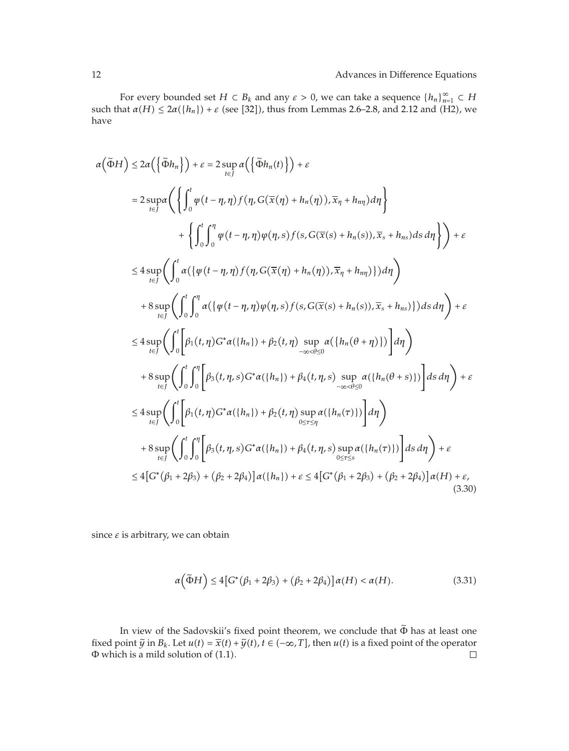For every bounded set $H \subset B_k$ and any $\varepsilon > 0$, we can take a sequence $\{h_n\}_{n=1}^{\infty} \subset H$ such that $\alpha(H) \leq 2\alpha(\{h_n\}) + \varepsilon$ (see [32]), thus from Lemmas 2.6–2.8, and 2.12 and (H2), we have

$$
\begin{aligned}
\alpha\left(\widetilde{\Phi} H\right) &\leq 2\alpha\left(\left\{\widetilde{\Phi} h_n\right\}\right) + \varepsilon = 2\sup_{t\in J}\alpha\left(\left\{\widetilde{\Phi} h_n(t)\right\}\right) + \varepsilon \\
&= 2\sup_{t\in J}\alpha\left(\left\{\int_0^t \psi(t-\eta,\eta) f(\eta, G(\overline{x}(\eta) + h_n(\eta)), \overline{x}_\eta + h_{n\eta}) d\eta\right\}\right. \\
&\qquad\qquad \left. + \left\{\int_0^t\int_0^\eta \psi(t-\eta,\eta)\varphi(\eta,s) f(s, G(\overline{x}(s) + h_n(s)), \overline{x}_s + h_{ns}) ds\, d\eta\right\}\right) + \varepsilon \\
&\leq 4\sup_{t\in J}\left(\int_0^t \alpha(\{\psi(t-\eta,\eta) f(\eta, G(\overline{x}(\eta) + h_n(\eta)), \overline{x}_\eta + h_{n\eta})\}) d\eta\right) \\
&\quad + 8\sup_{t\in J}\left(\int_0^t\int_0^\eta \alpha(\{\psi(t-\eta,\eta)\varphi(\eta,s) f(s, G(\overline{x}(s) + h_n(s)), \overline{x}_s + h_{ns})\}) ds\, d\eta\right) + \varepsilon \\
&\leq 4\sup_{t\in J}\left(\int_0^t \left[\beta_1(t,\eta) G^*\alpha(\{h_n\}) + \beta_2(t,\eta)\sup_{-\infty<\theta\leq 0}\alpha(\{h_n(\theta+\eta)\})\right] d\eta\right) \\
&\quad + 8\sup_{t\in J}\left(\int_0^t\int_0^\eta \left[\beta_3(t,\eta,s) G^*\alpha(\{h_n\}) + \beta_4(t,\eta,s)\sup_{-\infty<\theta\leq 0}\alpha(\{h_n(\theta+s)\})\right] ds\, d\eta\right) + \varepsilon \\
&\leq 4\sup_{t\in J}\left(\int_0^t \left[\beta_1(t,\eta) G^*\alpha(\{h_n\}) + \beta_2(t,\eta)\sup_{0\leq\tau\leq\eta}\alpha(\{h_n(\tau)\})\right] d\eta\right) \\
&\quad + 8\sup_{t\in J}\left(\int_0^t\int_0^\eta \left[\beta_3(t,\eta,s) G^*\alpha(\{h_n\}) + \beta_4(t,\eta,s)\sup_{0\leq\tau\leq s}\alpha(\{h_n(\tau)\})\right] ds\, d\eta\right) + \varepsilon \\
&\leq 4\left[G^*(\beta_1 + 2\beta_3) + (\beta_2 + 2\beta_4)\right]\alpha(\{h_n\}) + \varepsilon \leq 4\left[G^*(\beta_1 + 2\beta_3) + (\beta_2 + 2\beta_4)\right]\alpha(H) + \varepsilon,
\end{aligned}
\tag{3.30}
$$

since $\varepsilon$ is arbitrary, we can obtain

$$
\alpha\left(\widetilde{\Phi} H\right) \leq 4\left[G^*(\beta_1 + 2\beta_3) + (\beta_2 + 2\beta_4)\right]\alpha(H) < \alpha(H). \tag{3.31}
$$

In view of the Sadovskii's fixed point theorem, we conclude that $\widetilde{\Phi}$ has at least one fixed point $\widetilde{y}$ in $B_k$. Let $u(t) = \overline{x}(t) + \widetilde{y}(t)$, $t \in (-\infty, T]$, then $u(t)$ is a fixed point of the operator $\Phi$ which is a mild solution of (1.1). □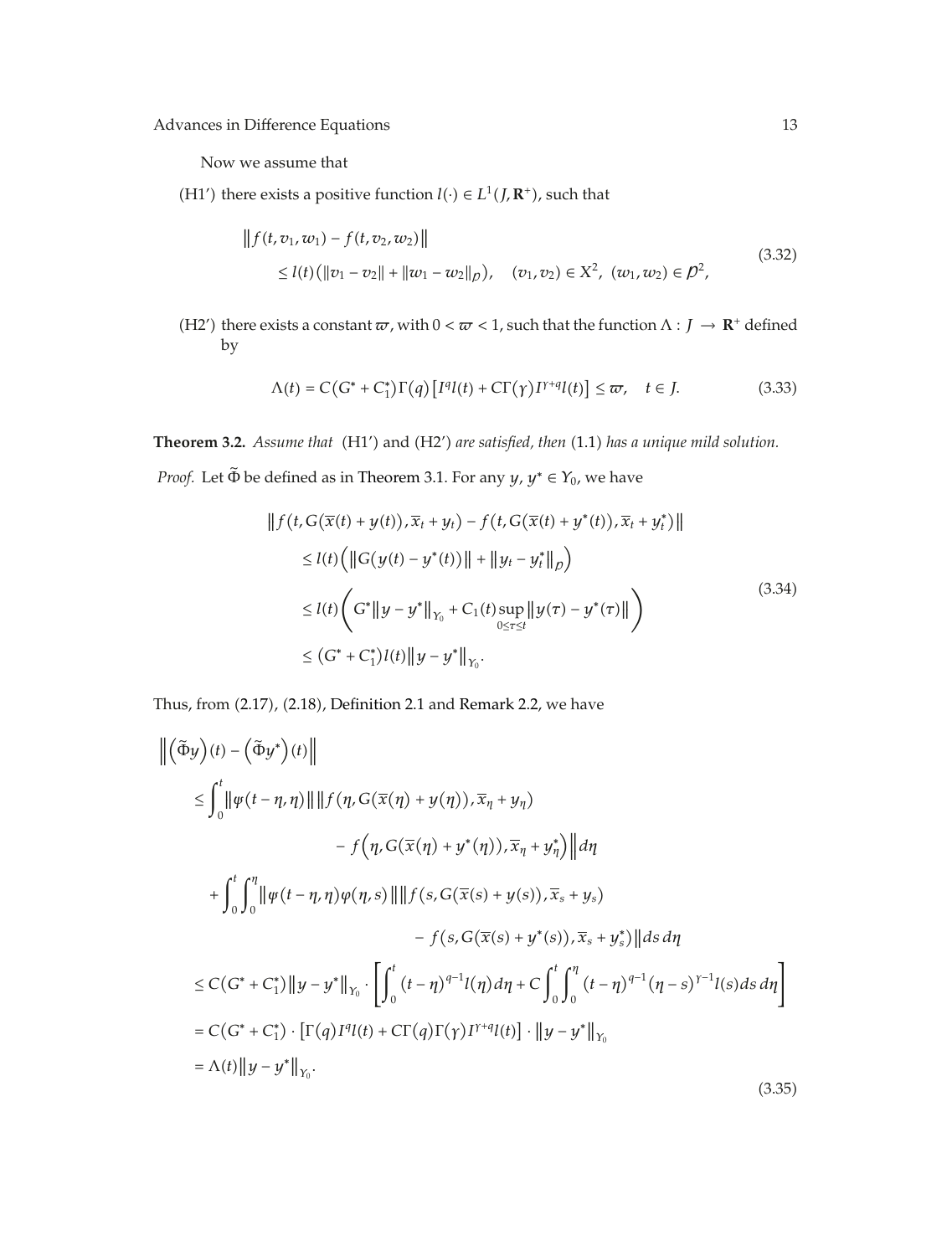Now we assume that

(H1′) there exists a positive function $l(\cdot) \in L^1(J, \mathbf{R}^+)$, such that

$$
\begin{aligned}
&\left\| f(t, v_1, w_1) - f(t, v_2, w_2) \right\| \\
&\quad \leq l(t)\left( \|v_1 - v_2\| + \|w_1 - w_2\|_{\mathcal{P}} \right), \quad (v_1, v_2) \in X^2, \ (w_1, w_2) \in \mathcal{P}^2,
\end{aligned}
\tag{3.32}
$$

(H2′) there exists a constant $\varpi$, with $0 < \varpi < 1$, such that the function $\Lambda : J \to \mathbf{R}^+$ defined by

$$
\Lambda(t) = C\left(G^* + C_1^*\right)\Gamma(q)\left[ I^q l(t) + C\Gamma(\gamma) I^{\gamma+q} l(t) \right] \leq \varpi, \quad t \in J. \tag{3.33}
$$

**Theorem 3.2.** *Assume that* (H1′) *and* (H2′) *are satisfied, then* (1.1) *has a unique mild solution.*

*Proof.* Let $\widetilde{\Phi}$ be defined as in Theorem 3.1. For any $y, y^* \in Y_0$, we have

$$
\begin{aligned}
&\left\| f\left(t, G(\overline{x}(t) + y(t)), \overline{x}_t + y_t\right) - f\left(t, G(\overline{x}(t) + y^*(t)), \overline{x}_t + y_t^*\right) \right\| \\
&\quad \leq l(t)\Big( \left\| G(y(t) - y^*(t)) \right\| + \left\| y_t - y_t^* \right\|_{\mathcal{P}} \Big) \\
&\quad \leq l(t)\left( G^* \left\| y - y^* \right\|_{Y_0} + C_1(t) \sup_{0 \leq \tau \leq t} \left\| y(\tau) - y^*(\tau) \right\| \right) \\
&\quad \leq \left(G^* + C_1^*\right) l(t) \left\| y - y^* \right\|_{Y_0}.
\end{aligned}
\tag{3.34}
$$

Thus, from (2.17), (2.18), Definition 2.1 and Remark 2.2, we have

$$
\begin{aligned}
&\left\| \left(\widetilde{\Phi} y\right)(t) - \left(\widetilde{\Phi} y^*\right)(t) \right\| \\
&\leq \int_0^t \left\| \varphi(t - \eta, \eta) \right\| \Big\| f\left(\eta, G(\overline{x}(\eta) + y(\eta)), \overline{x}_\eta + y_\eta\right) \\
&\qquad\qquad - f\Big(\eta, G(\overline{x}(\eta) + y^*(\eta)), \overline{x}_\eta + y_\eta^*\Big) \Big\| d\eta \\
&\quad + \int_0^t \int_0^\eta \left\| \varphi(t - \eta, \eta) \varphi(\eta, s) \right\| \Big\| f\left(s, G(\overline{x}(s) + y(s)), \overline{x}_s + y_s\right) \\
&\qquad\qquad - f\left(s, G(\overline{x}(s) + y^*(s)), \overline{x}_s + y_s^*\right) \Big\| ds\, d\eta \\
&\leq C\left(G^* + C_1^*\right) \left\| y - y^* \right\|_{Y_0} \cdot \left[ \int_0^t (t - \eta)^{q-1} l(\eta)\, d\eta + C \int_0^t \int_0^\eta (t - \eta)^{q-1} (\eta - s)^{\gamma - 1} l(s)\, ds\, d\eta \right] \\
&= C\left(G^* + C_1^*\right) \cdot \left[ \Gamma(q) I^q l(t) + C\Gamma(q)\Gamma(\gamma) I^{\gamma+q} l(t) \right] \cdot \left\| y - y^* \right\|_{Y_0} \\
&= \Lambda(t) \left\| y - y^* \right\|_{Y_0}.
\end{aligned}
\tag{3.35}
$$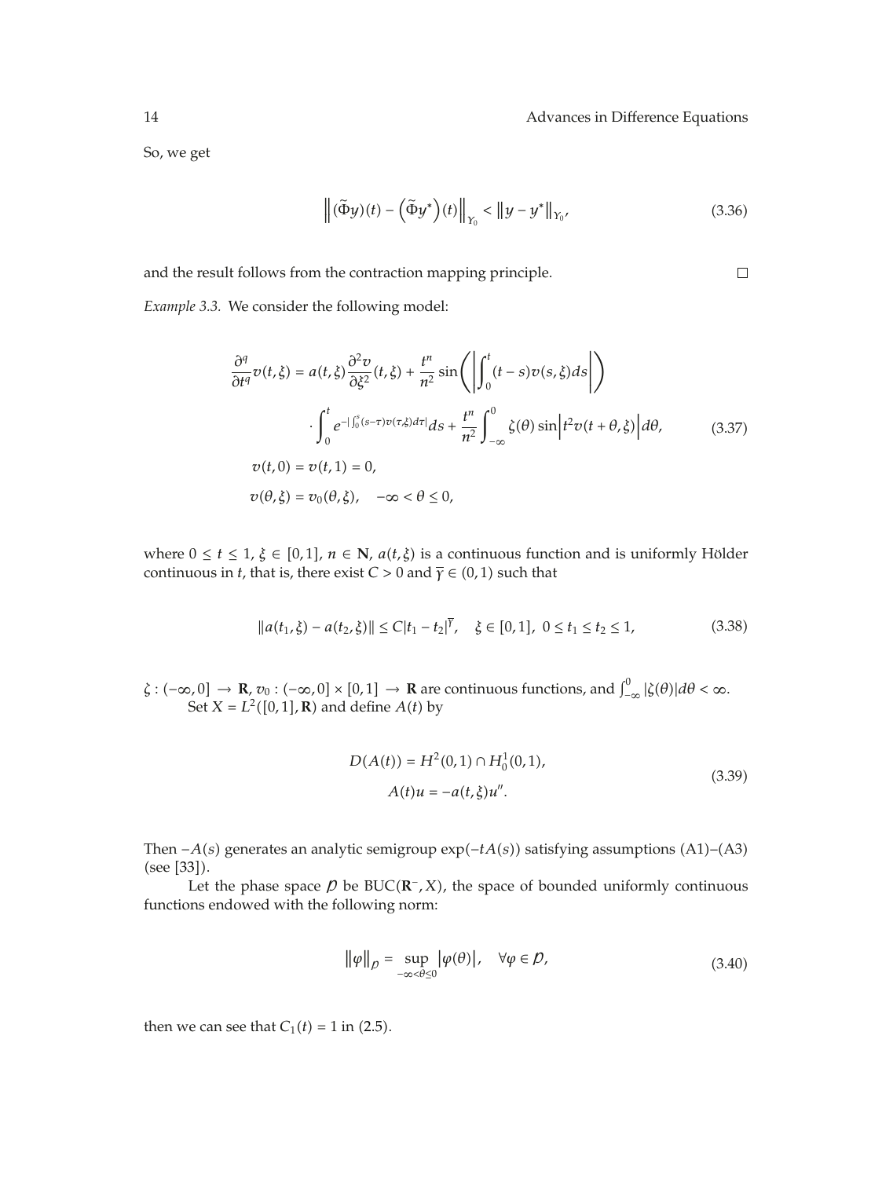So, we get

$$\left\| (\widetilde{\Phi}y)(t) - \left(\widetilde{\Phi}y^*\right)(t) \right\|_{Y_0} < \left\| y - y^* \right\|_{Y_0}, \tag{3.36}$$

and the result follows from the contraction mapping principle. □

*Example 3.3.* We consider the following model:

$$\begin{aligned}
\frac{\partial^q}{\partial t^q} v(t,\xi) &= a(t,\xi) \frac{\partial^2 v}{\partial \xi^2}(t,\xi) + \frac{t^n}{n^2} \sin\left( \left| \int_0^t (t-s) v(s,\xi) ds \right| \right) \\
&\quad \cdot \int_0^t e^{-\left| \int_0^s (s-\tau) v(\tau,\xi) d\tau \right|} ds + \frac{t^n}{n^2} \int_{-\infty}^0 \zeta(\theta) \sin\left| t^2 v(t+\theta,\xi) \right| d\theta, \\
v(t,0) &= v(t,1) = 0, \\
v(\theta,\xi) &= v_0(\theta,\xi), \quad -\infty < \theta \le 0,
\end{aligned} \tag{3.37}$$

where $0 \le t \le 1$, $\xi \in [0,1]$, $n \in \mathbf{N}$, $a(t,\xi)$ is a continuous function and is uniformly Hölder continuous in $t$, that is, there exist $C > 0$ and $\overline{\gamma} \in (0,1)$ such that

$$\| a(t_1,\xi) - a(t_2,\xi) \| \le C |t_1 - t_2|^{\overline{\gamma}}, \quad \xi \in [0,1], \ 0 \le t_1 \le t_2 \le 1, \tag{3.38}$$

$\zeta : (-\infty, 0] \to \mathbf{R}$, $v_0 : (-\infty, 0] \times [0,1] \to \mathbf{R}$ are continuous functions, and $\int_{-\infty}^0 |\zeta(\theta)| d\theta < \infty$.

Set $X = L^2([0,1], \mathbf{R})$ and define $A(t)$ by

$$\begin{aligned}
D(A(t)) &= H^2(0,1) \cap H_0^1(0,1), \\
A(t)u &= -a(t,\xi) u''.
\end{aligned} \tag{3.39}$$

Then $-A(s)$ generates an analytic semigroup $\exp(-tA(s))$ satisfying assumptions (A1)–(A3) (see [33]).

Let the phase space $\mathcal{P}$ be $\mathrm{BUC}(\mathbf{R}^-, X)$, the space of bounded uniformly continuous functions endowed with the following norm:

$$\|\varphi\|_{\mathcal{P}} = \sup_{-\infty < \theta \le 0} |\varphi(\theta)|, \quad \forall \varphi \in \mathcal{P}, \tag{3.40}$$

then we can see that $C_1(t) = 1$ in (2.5).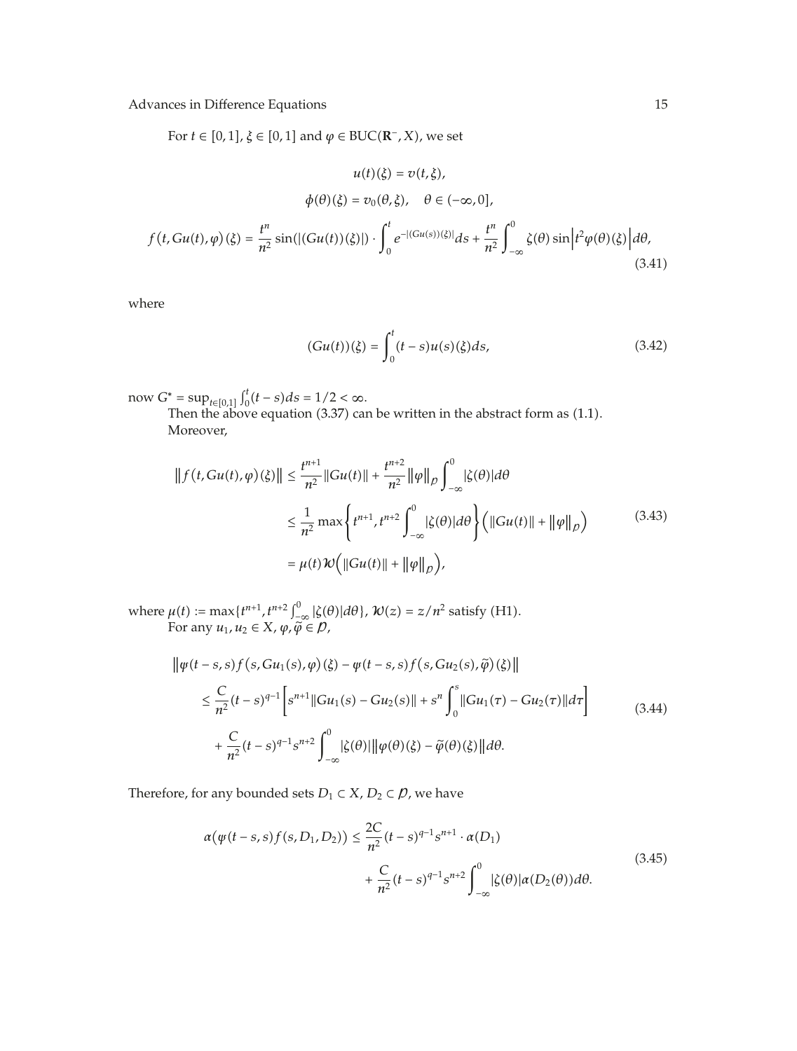For $t \in [0,1]$, $\xi \in [0,1]$ and $\varphi \in \mathrm{BUC}(\mathbf{R}^-, X)$, we set

$$
\begin{gathered}
u(t)(\xi) = v(t,\xi), \\
\phi(\theta)(\xi) = v_0(\theta,\xi), \quad \theta \in (-\infty, 0], \\
f\big(t, Gu(t), \varphi\big)(\xi) = \frac{t^n}{n^2}\sin(|(Gu(t))(\xi)|) \cdot \int_0^t e^{-|(Gu(s))(\xi)|} ds + \frac{t^n}{n^2}\int_{-\infty}^0 \zeta(\theta)\sin\left|t^2\varphi(\theta)(\xi)\right| d\theta,
\end{gathered}
\tag{3.41}
$$

where

$$
(Gu(t))(\xi) = \int_0^t (t-s)u(s)(\xi)ds, \tag{3.42}
$$

now $G^* = \sup_{t\in[0,1]}\int_0^t (t-s)ds = 1/2 < \infty$.

Then the above equation (3.37) can be written in the abstract form as (1.1).

Moreover,

$$
\begin{aligned}
\left\| f\big(t, Gu(t), \varphi\big)(\xi)\right\| &\le \frac{t^{n+1}}{n^2}\|Gu(t)\| + \frac{t^{n+2}}{n^2}\|\varphi\|_{\mathcal{P}}\int_{-\infty}^0 |\zeta(\theta)|d\theta \\
&\le \frac{1}{n^2}\max\left\{t^{n+1}, t^{n+2}\int_{-\infty}^0 |\zeta(\theta)|d\theta\right\}\Big(\|Gu(t)\| + \|\varphi\|_{\mathcal{P}}\Big) \\
&= \mu(t)\mathcal{W}\Big(\|Gu(t)\| + \|\varphi\|_{\mathcal{P}}\Big),
\end{aligned}
\tag{3.43}
$$

where $\mu(t) := \max\{t^{n+1}, t^{n+2}\int_{-\infty}^0 |\zeta(\theta)|d\theta\}$, $\mathcal{W}(z) = z/n^2$ satisfy (H1).

For any $u_1, u_2 \in X$, $\varphi, \widetilde{\varphi} \in \mathcal{P}$,

$$
\begin{aligned}
&\left\|\psi(t-s,s)f\big(s, Gu_1(s), \varphi\big)(\xi) - \psi(t-s,s)f\big(s, Gu_2(s), \widetilde{\varphi}\big)(\xi)\right\| \\
&\quad \le \frac{C}{n^2}(t-s)^{q-1}\left[s^{n+1}\|Gu_1(s) - Gu_2(s)\| + s^n\int_0^s \|Gu_1(\tau) - Gu_2(\tau)\|d\tau\right] \\
&\qquad + \frac{C}{n^2}(t-s)^{q-1}s^{n+2}\int_{-\infty}^0 |\zeta(\theta)|\left\|\varphi(\theta)(\xi) - \widetilde{\varphi}(\theta)(\xi)\right\|d\theta.
\end{aligned}
\tag{3.44}
$$

Therefore, for any bounded sets $D_1 \subset X$, $D_2 \subset \mathcal{P}$, we have

$$
\begin{aligned}
\alpha\big(\psi(t-s,s)f(s, D_1, D_2)\big) \le{}& \frac{2C}{n^2}(t-s)^{q-1}s^{n+1} \cdot \alpha(D_1) \\
&+ \frac{C}{n^2}(t-s)^{q-1}s^{n+2}\int_{-\infty}^0 |\zeta(\theta)|\alpha(D_2(\theta))d\theta.
\end{aligned}
\tag{3.45}
$$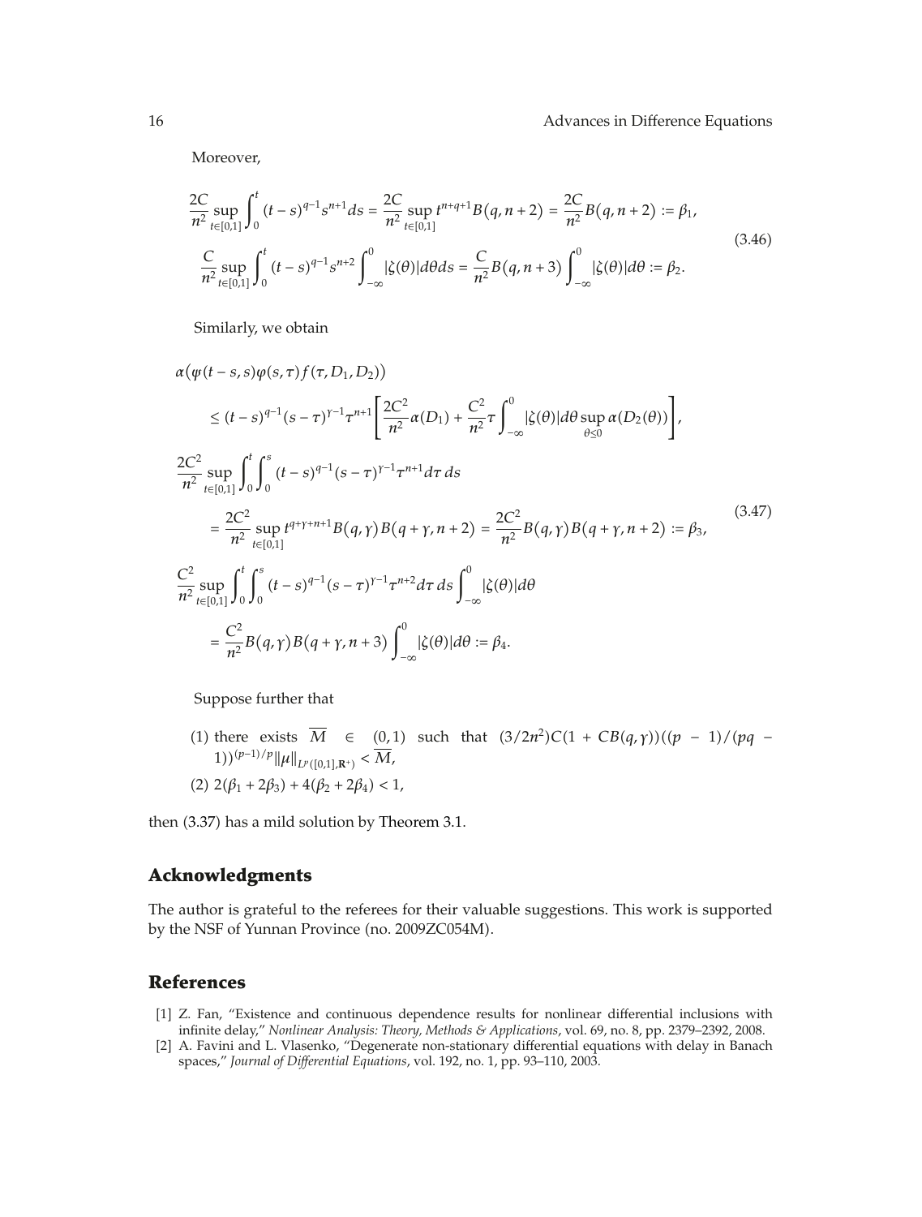Moreover,

$$
\begin{aligned}
&\frac{2C}{n^2}\sup_{t\in[0,1]}\int_0^t (t-s)^{q-1}s^{n+1}ds = \frac{2C}{n^2}\sup_{t\in[0,1]} t^{n+q+1}B(q,n+2) = \frac{2C}{n^2}B(q,n+2) := \beta_1,\\
&\frac{C}{n^2}\sup_{t\in[0,1]}\int_0^t (t-s)^{q-1}s^{n+2}\int_{-\infty}^0 |\zeta(\theta)|d\theta ds = \frac{C}{n^2}B(q,n+3)\int_{-\infty}^0 |\zeta(\theta)|d\theta := \beta_2.
\end{aligned}
\tag{3.46}
$$

Similarly, we obtain

$$
\begin{aligned}
&\alpha(\psi(t-s,s)\varphi(s,\tau)f(\tau,D_1,D_2))\\
&\quad\le (t-s)^{q-1}(s-\tau)^{\gamma-1}\tau^{n+1}\left[\frac{2C^2}{n^2}\alpha(D_1) + \frac{C^2}{n^2}\tau\int_{-\infty}^0 |\zeta(\theta)|d\theta \sup_{\theta\le 0}\alpha(D_2(\theta))\right],\\
&\frac{2C^2}{n^2}\sup_{t\in[0,1]}\int_0^t\int_0^s (t-s)^{q-1}(s-\tau)^{\gamma-1}\tau^{n+1}d\tau\, ds\\
&\quad= \frac{2C^2}{n^2}\sup_{t\in[0,1]} t^{q+\gamma+n+1}B(q,\gamma)B(q+\gamma,n+2) = \frac{2C^2}{n^2}B(q,\gamma)B(q+\gamma,n+2) := \beta_3,\\
&\frac{C^2}{n^2}\sup_{t\in[0,1]}\int_0^t\int_0^s (t-s)^{q-1}(s-\tau)^{\gamma-1}\tau^{n+2}d\tau\, ds\int_{-\infty}^0 |\zeta(\theta)|d\theta\\
&\quad= \frac{C^2}{n^2}B(q,\gamma)B(q+\gamma,n+3)\int_{-\infty}^0 |\zeta(\theta)|d\theta := \beta_4.
\end{aligned}
\tag{3.47}
$$

Suppose further that

(1) there exists $\overline{M} \in (0,1)$ such that $(3/2n^2)C(1+CB(q,\gamma))((p-1)/(pq-1))^{(p-1)/p}\|\mu\|_{L^p([0,1],\mathbf{R}^+)} < \overline{M}$,

(2) $2(\beta_1 + 2\beta_3) + 4(\beta_2 + 2\beta_4) < 1$,

then (3.37) has a mild solution by Theorem 3.1.

## Acknowledgments

The author is grateful to the referees for their valuable suggestions. This work is supported by the NSF of Yunnan Province (no. 2009ZC054M).

## References

[1] Z. Fan, "Existence and continuous dependence results for nonlinear differential inclusions with infinite delay," *Nonlinear Analysis: Theory, Methods & Applications*, vol. 69, no. 8, pp. 2379–2392, 2008.

[2] A. Favini and L. Vlasenko, "Degenerate non-stationary differential equations with delay in Banach spaces," *Journal of Differential Equations*, vol. 192, no. 1, pp. 93–110, 2003.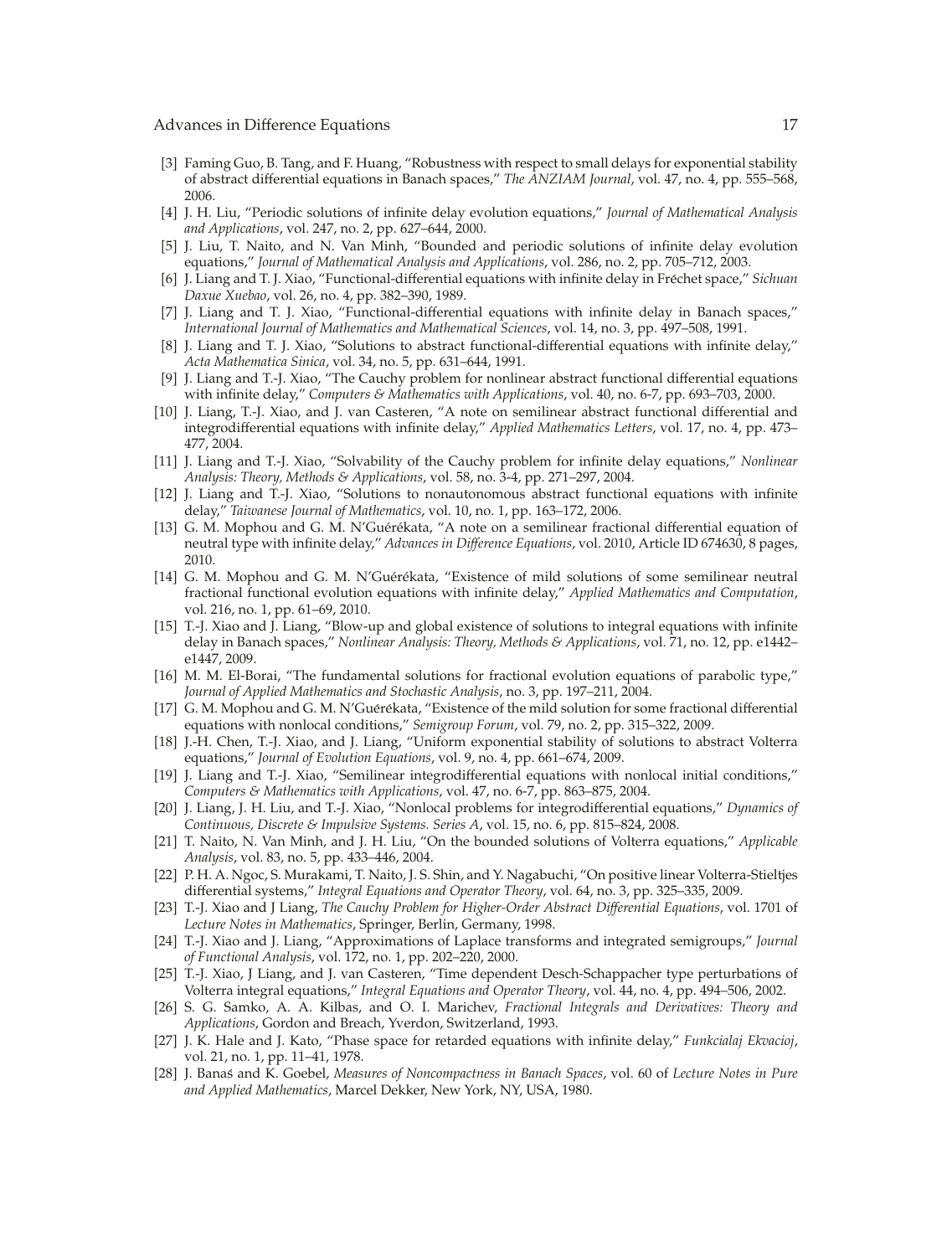[3] Faming Guo, B. Tang, and F. Huang, "Robustness with respect to small delays for exponential stability of abstract differential equations in Banach spaces," *The ANZIAM Journal*, vol. 47, no. 4, pp. 555–568, 2006.

[4] J. H. Liu, "Periodic solutions of infinite delay evolution equations," *Journal of Mathematical Analysis and Applications*, vol. 247, no. 2, pp. 627–644, 2000.

[5] J. Liu, T. Naito, and N. Van Minh, "Bounded and periodic solutions of infinite delay evolution equations," *Journal of Mathematical Analysis and Applications*, vol. 286, no. 2, pp. 705–712, 2003.

[6] J. Liang and T. J. Xiao, "Functional-differential equations with infinite delay in Fréchet space," *Sichuan Daxue Xuebao*, vol. 26, no. 4, pp. 382–390, 1989.

[7] J. Liang and T. J. Xiao, "Functional-differential equations with infinite delay in Banach spaces," *International Journal of Mathematics and Mathematical Sciences*, vol. 14, no. 3, pp. 497–508, 1991.

[8] J. Liang and T. J. Xiao, "Solutions to abstract functional-differential equations with infinite delay," *Acta Mathematica Sinica*, vol. 34, no. 5, pp. 631–644, 1991.

[9] J. Liang and T.-J. Xiao, "The Cauchy problem for nonlinear abstract functional differential equations with infinite delay," *Computers & Mathematics with Applications*, vol. 40, no. 6-7, pp. 693–703, 2000.

[10] J. Liang, T.-J. Xiao, and J. van Casteren, "A note on semilinear abstract functional differential and integrodifferential equations with infinite delay," *Applied Mathematics Letters*, vol. 17, no. 4, pp. 473–477, 2004.

[11] J. Liang and T.-J. Xiao, "Solvability of the Cauchy problem for infinite delay equations," *Nonlinear Analysis: Theory, Methods & Applications*, vol. 58, no. 3-4, pp. 271–297, 2004.

[12] J. Liang and T.-J. Xiao, "Solutions to nonautonomous abstract functional equations with infinite delay," *Taiwanese Journal of Mathematics*, vol. 10, no. 1, pp. 163–172, 2006.

[13] G. M. Mophou and G. M. N'Guérékata, "A note on a semilinear fractional differential equation of neutral type with infinite delay," *Advances in Difference Equations*, vol. 2010, Article ID 674630, 8 pages, 2010.

[14] G. M. Mophou and G. M. N'Guérékata, "Existence of mild solutions of some semilinear neutral fractional functional evolution equations with infinite delay," *Applied Mathematics and Computation*, vol. 216, no. 1, pp. 61–69, 2010.

[15] T.-J. Xiao and J. Liang, "Blow-up and global existence of solutions to integral equations with infinite delay in Banach spaces," *Nonlinear Analysis: Theory, Methods & Applications*, vol. 71, no. 12, pp. e1442–e1447, 2009.

[16] M. M. El-Borai, "The fundamental solutions for fractional evolution equations of parabolic type," *Journal of Applied Mathematics and Stochastic Analysis*, no. 3, pp. 197–211, 2004.

[17] G. M. Mophou and G. M. N'Guérékata, "Existence of the mild solution for some fractional differential equations with nonlocal conditions," *Semigroup Forum*, vol. 79, no. 2, pp. 315–322, 2009.

[18] J.-H. Chen, T.-J. Xiao, and J. Liang, "Uniform exponential stability of solutions to abstract Volterra equations," *Journal of Evolution Equations*, vol. 9, no. 4, pp. 661–674, 2009.

[19] J. Liang and T.-J. Xiao, "Semilinear integrodifferential equations with nonlocal initial conditions," *Computers & Mathematics with Applications*, vol. 47, no. 6-7, pp. 863–875, 2004.

[20] J. Liang, J. H. Liu, and T.-J. Xiao, "Nonlocal problems for integrodifferential equations," *Dynamics of Continuous, Discrete & Impulsive Systems. Series A*, vol. 15, no. 6, pp. 815–824, 2008.

[21] T. Naito, N. Van Minh, and J. H. Liu, "On the bounded solutions of Volterra equations," *Applicable Analysis*, vol. 83, no. 5, pp. 433–446, 2004.

[22] P. H. A. Ngoc, S. Murakami, T. Naito, J. S. Shin, and Y. Nagabuchi, "On positive linear Volterra-Stieltjes differential systems," *Integral Equations and Operator Theory*, vol. 64, no. 3, pp. 325–335, 2009.

[23] T.-J. Xiao and J Liang, *The Cauchy Problem for Higher-Order Abstract Differential Equations*, vol. 1701 of *Lecture Notes in Mathematics*, Springer, Berlin, Germany, 1998.

[24] T.-J. Xiao and J. Liang, "Approximations of Laplace transforms and integrated semigroups," *Journal of Functional Analysis*, vol. 172, no. 1, pp. 202–220, 2000.

[25] T.-J. Xiao, J Liang, and J. van Casteren, "Time dependent Desch-Schappacher type perturbations of Volterra integral equations," *Integral Equations and Operator Theory*, vol. 44, no. 4, pp. 494–506, 2002.

[26] S. G. Samko, A. A. Kilbas, and O. I. Marichev, *Fractional Integrals and Derivatives: Theory and Applications*, Gordon and Breach, Yverdon, Switzerland, 1993.

[27] J. K. Hale and J. Kato, "Phase space for retarded equations with infinite delay," *Funkcialaj Ekvacioj*, vol. 21, no. 1, pp. 11–41, 1978.

[28] J. Banaś and K. Goebel, *Measures of Noncompactness in Banach Spaces*, vol. 60 of *Lecture Notes in Pure and Applied Mathematics*, Marcel Dekker, New York, NY, USA, 1980.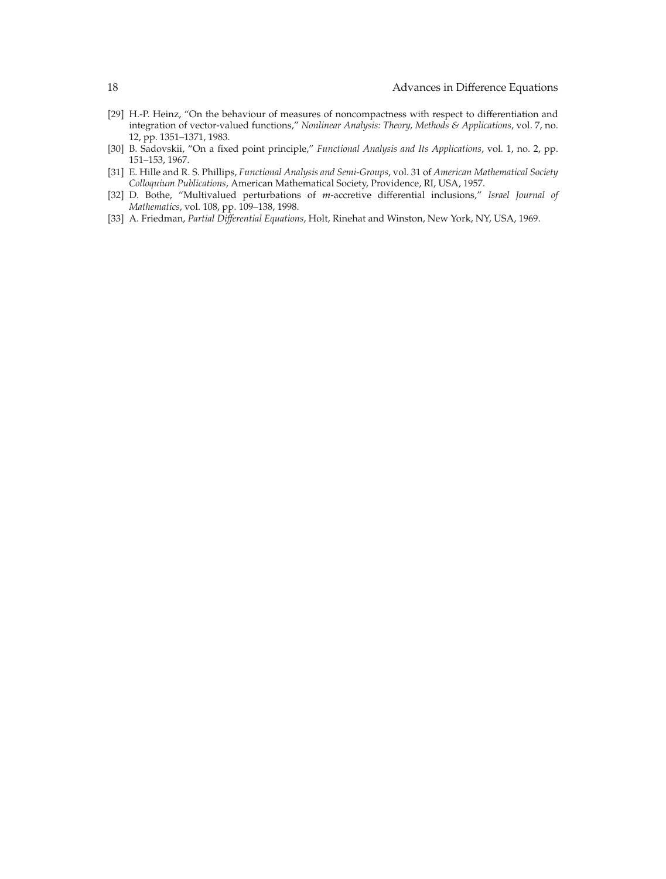[29] H.-P. Heinz, "On the behaviour of measures of noncompactness with respect to differentiation and integration of vector-valued functions," *Nonlinear Analysis: Theory, Methods & Applications*, vol. 7, no. 12, pp. 1351–1371, 1983.

[30] B. Sadovskii, "On a fixed point principle," *Functional Analysis and Its Applications*, vol. 1, no. 2, pp. 151–153, 1967.

[31] E. Hille and R. S. Phillips, *Functional Analysis and Semi-Groups*, vol. 31 of *American Mathematical Society Colloquium Publications*, American Mathematical Society, Providence, RI, USA, 1957.

[32] D. Bothe, "Multivalued perturbations of $m$-accretive differential inclusions," *Israel Journal of Mathematics*, vol. 108, pp. 109–138, 1998.

[33] A. Friedman, *Partial Differential Equations*, Holt, Rinehat and Winston, New York, NY, USA, 1969.